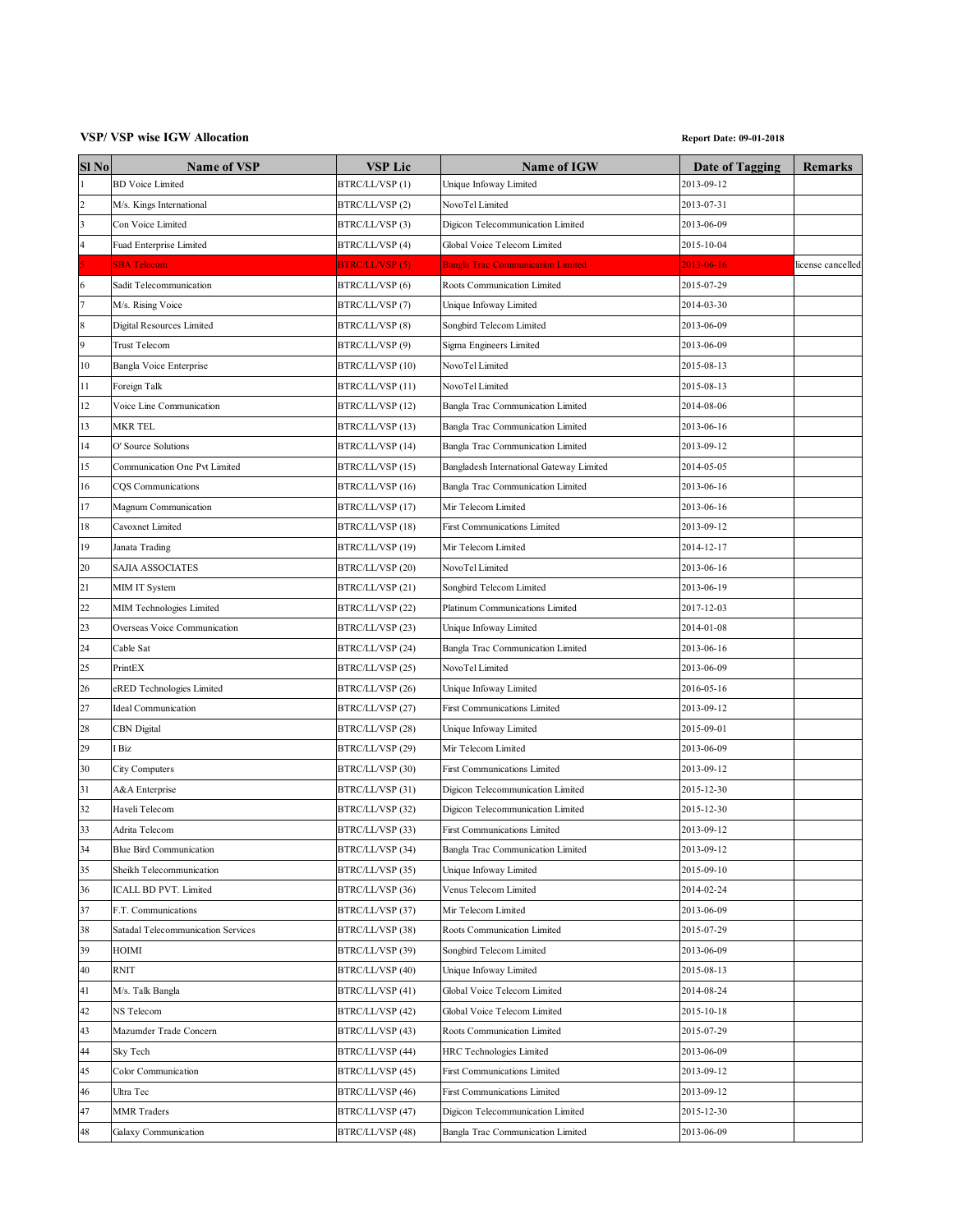**VSP/ VSP wise IGW Allocation**

**Report Date: 09-01-2018**

| Sl No | Name of VSP | VSP Lic | Name of IGW | Date of Tagging | Remarks |
|---|---|---|---|---|---|
| 1 | BD Voice Limited | BTRC/LL/VSP (1) | Unique Infoway Limited | 2013-09-12 | |
| 2 | M/s. Kings International | BTRC/LL/VSP (2) | NovoTel Limited | 2013-07-31 | |
| 3 | Con Voice Limited | BTRC/LL/VSP (3) | Digicon Telecommunication Limited | 2013-06-09 | |
| 4 | Fuad Enterprise Limited | BTRC/LL/VSP (4) | Global Voice Telecom Limited | 2015-10-04 | |
| 5 | SBA Telecom | BTRC/LL/VSP (5) | Bangla Trac Communication Limited | 2013-06-16 | license cancelled |
| 6 | Sadit Telecommunication | BTRC/LL/VSP (6) | Roots Communication Limited | 2015-07-29 | |
| 7 | M/s. Rising Voice | BTRC/LL/VSP (7) | Unique Infoway Limited | 2014-03-30 | |
| 8 | Digital Resources Limited | BTRC/LL/VSP (8) | Songbird Telecom Limited | 2013-06-09 | |
| 9 | Trust Telecom | BTRC/LL/VSP (9) | Sigma Engineers Limited | 2013-06-09 | |
| 10 | Bangla Voice Enterprise | BTRC/LL/VSP (10) | NovoTel Limited | 2015-08-13 | |
| 11 | Foreign Talk | BTRC/LL/VSP (11) | NovoTel Limited | 2015-08-13 | |
| 12 | Voice Line Communication | BTRC/LL/VSP (12) | Bangla Trac Communication Limited | 2014-08-06 | |
| 13 | MKR TEL | BTRC/LL/VSP (13) | Bangla Trac Communication Limited | 2013-06-16 | |
| 14 | O' Source Solutions | BTRC/LL/VSP (14) | Bangla Trac Communication Limited | 2013-09-12 | |
| 15 | Communication One Pvt Limited | BTRC/LL/VSP (15) | Bangladesh International Gateway Limited | 2014-05-05 | |
| 16 | CQS Communications | BTRC/LL/VSP (16) | Bangla Trac Communication Limited | 2013-06-16 | |
| 17 | Magnum Communication | BTRC/LL/VSP (17) | Mir Telecom Limited | 2013-06-16 | |
| 18 | Cavoxnet Limited | BTRC/LL/VSP (18) | First Communications Limited | 2013-09-12 | |
| 19 | Janata Trading | BTRC/LL/VSP (19) | Mir Telecom Limited | 2014-12-17 | |
| 20 | SAJIA ASSOCIATES | BTRC/LL/VSP (20) | NovoTel Limited | 2013-06-16 | |
| 21 | MIM IT System | BTRC/LL/VSP (21) | Songbird Telecom Limited | 2013-06-19 | |
| 22 | MIM Technologies Limited | BTRC/LL/VSP (22) | Platinum Communications Limited | 2017-12-03 | |
| 23 | Overseas Voice Communication | BTRC/LL/VSP (23) | Unique Infoway Limited | 2014-01-08 | |
| 24 | Cable Sat | BTRC/LL/VSP (24) | Bangla Trac Communication Limited | 2013-06-16 | |
| 25 | PrintEX | BTRC/LL/VSP (25) | NovoTel Limited | 2013-06-09 | |
| 26 | eRED Technologies Limited | BTRC/LL/VSP (26) | Unique Infoway Limited | 2016-05-16 | |
| 27 | Ideal Communication | BTRC/LL/VSP (27) | First Communications Limited | 2013-09-12 | |
| 28 | CBN Digital | BTRC/LL/VSP (28) | Unique Infoway Limited | 2015-09-01 | |
| 29 | I Biz | BTRC/LL/VSP (29) | Mir Telecom Limited | 2013-06-09 | |
| 30 | City Computers | BTRC/LL/VSP (30) | First Communications Limited | 2013-09-12 | |
| 31 | A&A Enterprise | BTRC/LL/VSP (31) | Digicon Telecommunication Limited | 2015-12-30 | |
| 32 | Haveli Telecom | BTRC/LL/VSP (32) | Digicon Telecommunication Limited | 2015-12-30 | |
| 33 | Adrita Telecom | BTRC/LL/VSP (33) | First Communications Limited | 2013-09-12 | |
| 34 | Blue Bird Communication | BTRC/LL/VSP (34) | Bangla Trac Communication Limited | 2013-09-12 | |
| 35 | Sheikh Telecommunication | BTRC/LL/VSP (35) | Unique Infoway Limited | 2015-09-10 | |
| 36 | ICALL BD PVT. Limited | BTRC/LL/VSP (36) | Venus Telecom Limited | 2014-02-24 | |
| 37 | F.T. Communications | BTRC/LL/VSP (37) | Mir Telecom Limited | 2013-06-09 | |
| 38 | Satadal Telecommunication Services | BTRC/LL/VSP (38) | Roots Communication Limited | 2015-07-29 | |
| 39 | HOIMI | BTRC/LL/VSP (39) | Songbird Telecom Limited | 2013-06-09 | |
| 40 | RNIT | BTRC/LL/VSP (40) | Unique Infoway Limited | 2015-08-13 | |
| 41 | M/s. Talk Bangla | BTRC/LL/VSP (41) | Global Voice Telecom Limited | 2014-08-24 | |
| 42 | NS Telecom | BTRC/LL/VSP (42) | Global Voice Telecom Limited | 2015-10-18 | |
| 43 | Mazumder Trade Concern | BTRC/LL/VSP (43) | Roots Communication Limited | 2015-07-29 | |
| 44 | Sky Tech | BTRC/LL/VSP (44) | HRC Technologies Limited | 2013-06-09 | |
| 45 | Color Communication | BTRC/LL/VSP (45) | First Communications Limited | 2013-09-12 | |
| 46 | Ultra Tec | BTRC/LL/VSP (46) | First Communications Limited | 2013-09-12 | |
| 47 | MMR Traders | BTRC/LL/VSP (47) | Digicon Telecommunication Limited | 2015-12-30 | |
| 48 | Galaxy Communication | BTRC/LL/VSP (48) | Bangla Trac Communication Limited | 2013-06-09 | |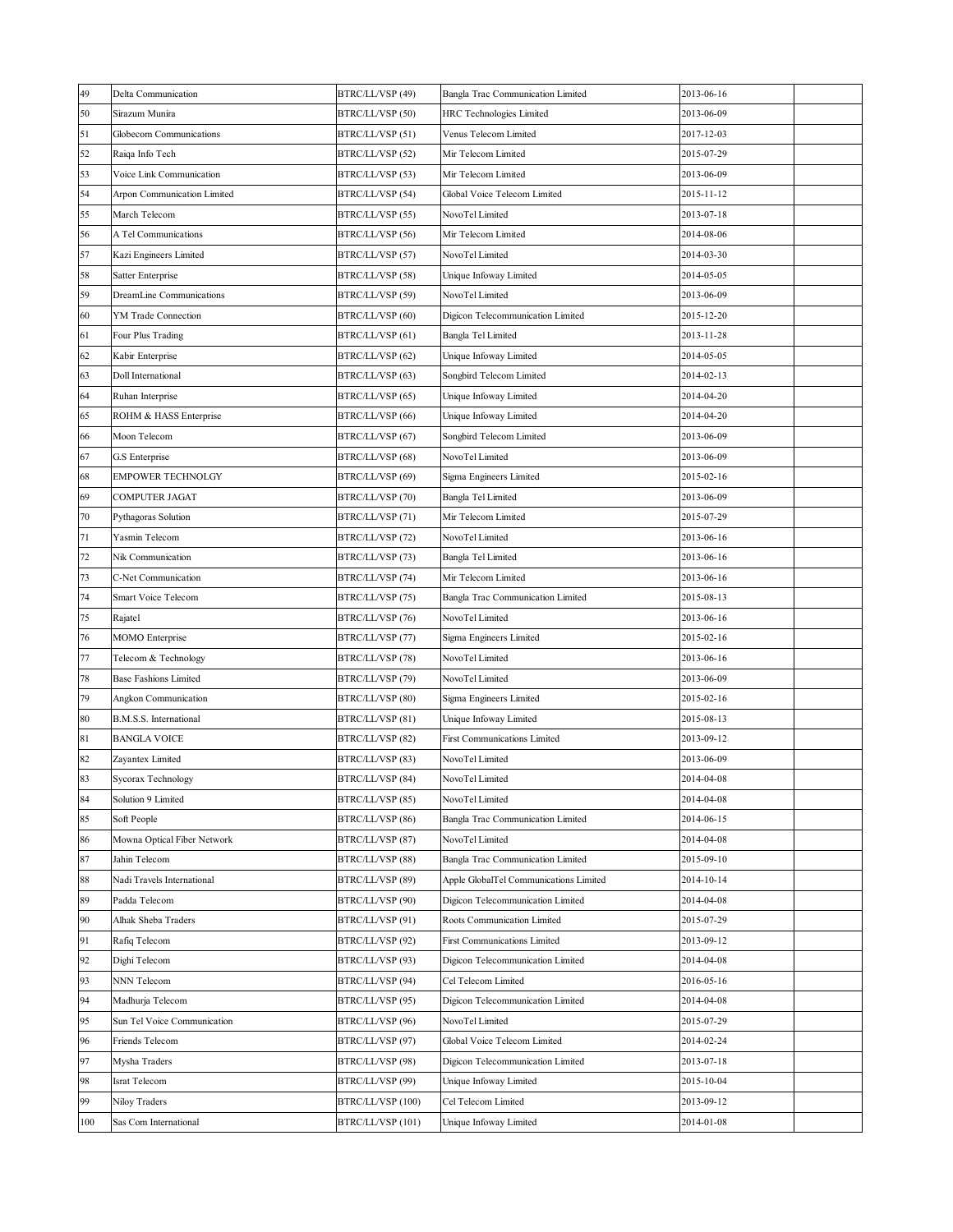| | | | | | |
|---|---|---|---|---|---|
| 49 | Delta Communication | BTRC/LL/VSP (49) | Bangla Trac Communication Limited | 2013-06-16 | |
| 50 | Sirazum Munira | BTRC/LL/VSP (50) | HRC Technologies Limited | 2013-06-09 | |
| 51 | Globecom Communications | BTRC/LL/VSP (51) | Venus Telecom Limited | 2017-12-03 | |
| 52 | Raiqa Info Tech | BTRC/LL/VSP (52) | Mir Telecom Limited | 2015-07-29 | |
| 53 | Voice Link Communication | BTRC/LL/VSP (53) | Mir Telecom Limited | 2013-06-09 | |
| 54 | Arpon Communication Limited | BTRC/LL/VSP (54) | Global Voice Telecom Limited | 2015-11-12 | |
| 55 | March Telecom | BTRC/LL/VSP (55) | NovoTel Limited | 2013-07-18 | |
| 56 | A Tel Communications | BTRC/LL/VSP (56) | Mir Telecom Limited | 2014-08-06 | |
| 57 | Kazi Engineers Limited | BTRC/LL/VSP (57) | NovoTel Limited | 2014-03-30 | |
| 58 | Satter Enterprise | BTRC/LL/VSP (58) | Unique Infoway Limited | 2014-05-05 | |
| 59 | DreamLine Communications | BTRC/LL/VSP (59) | NovoTel Limited | 2013-06-09 | |
| 60 | YM Trade Connection | BTRC/LL/VSP (60) | Digicon Telecommunication Limited | 2015-12-20 | |
| 61 | Four Plus Trading | BTRC/LL/VSP (61) | Bangla Tel Limited | 2013-11-28 | |
| 62 | Kabir Enterprise | BTRC/LL/VSP (62) | Unique Infoway Limited | 2014-05-05 | |
| 63 | Doll International | BTRC/LL/VSP (63) | Songbird Telecom Limited | 2014-02-13 | |
| 64 | Ruhan Interprise | BTRC/LL/VSP (65) | Unique Infoway Limited | 2014-04-20 | |
| 65 | ROHM & HASS Enterprise | BTRC/LL/VSP (66) | Unique Infoway Limited | 2014-04-20 | |
| 66 | Moon Telecom | BTRC/LL/VSP (67) | Songbird Telecom Limited | 2013-06-09 | |
| 67 | G.S Enterprise | BTRC/LL/VSP (68) | NovoTel Limited | 2013-06-09 | |
| 68 | EMPOWER TECHNOLGY | BTRC/LL/VSP (69) | Sigma Engineers Limited | 2015-02-16 | |
| 69 | COMPUTER JAGAT | BTRC/LL/VSP (70) | Bangla Tel Limited | 2013-06-09 | |
| 70 | Pythagoras Solution | BTRC/LL/VSP (71) | Mir Telecom Limited | 2015-07-29 | |
| 71 | Yasmin Telecom | BTRC/LL/VSP (72) | NovoTel Limited | 2013-06-16 | |
| 72 | Nik Communication | BTRC/LL/VSP (73) | Bangla Tel Limited | 2013-06-16 | |
| 73 | C-Net Communication | BTRC/LL/VSP (74) | Mir Telecom Limited | 2013-06-16 | |
| 74 | Smart Voice Telecom | BTRC/LL/VSP (75) | Bangla Trac Communication Limited | 2015-08-13 | |
| 75 | Rajatel | BTRC/LL/VSP (76) | NovoTel Limited | 2013-06-16 | |
| 76 | MOMO Enterprise | BTRC/LL/VSP (77) | Sigma Engineers Limited | 2015-02-16 | |
| 77 | Telecom & Technology | BTRC/LL/VSP (78) | NovoTel Limited | 2013-06-16 | |
| 78 | Base Fashions Limited | BTRC/LL/VSP (79) | NovoTel Limited | 2013-06-09 | |
| 79 | Angkon Communication | BTRC/LL/VSP (80) | Sigma Engineers Limited | 2015-02-16 | |
| 80 | B.M.S.S. International | BTRC/LL/VSP (81) | Unique Infoway Limited | 2015-08-13 | |
| 81 | BANGLA VOICE | BTRC/LL/VSP (82) | First Communications Limited | 2013-09-12 | |
| 82 | Zayantex Limited | BTRC/LL/VSP (83) | NovoTel Limited | 2013-06-09 | |
| 83 | Sycorax Technology | BTRC/LL/VSP (84) | NovoTel Limited | 2014-04-08 | |
| 84 | Solution 9 Limited | BTRC/LL/VSP (85) | NovoTel Limited | 2014-04-08 | |
| 85 | Soft People | BTRC/LL/VSP (86) | Bangla Trac Communication Limited | 2014-06-15 | |
| 86 | Mowna Optical Fiber Network | BTRC/LL/VSP (87) | NovoTel Limited | 2014-04-08 | |
| 87 | Jahin Telecom | BTRC/LL/VSP (88) | Bangla Trac Communication Limited | 2015-09-10 | |
| 88 | Nadi Travels International | BTRC/LL/VSP (89) | Apple GlobalTel Communications Limited | 2014-10-14 | |
| 89 | Padda Telecom | BTRC/LL/VSP (90) | Digicon Telecommunication Limited | 2014-04-08 | |
| 90 | Alhak Sheba Traders | BTRC/LL/VSP (91) | Roots Communication Limited | 2015-07-29 | |
| 91 | Rafiq Telecom | BTRC/LL/VSP (92) | First Communications Limited | 2013-09-12 | |
| 92 | Dighi Telecom | BTRC/LL/VSP (93) | Digicon Telecommunication Limited | 2014-04-08 | |
| 93 | NNN Telecom | BTRC/LL/VSP (94) | Cel Telecom Limited | 2016-05-16 | |
| 94 | Madhurja Telecom | BTRC/LL/VSP (95) | Digicon Telecommunication Limited | 2014-04-08 | |
| 95 | Sun Tel Voice Communication | BTRC/LL/VSP (96) | NovoTel Limited | 2015-07-29 | |
| 96 | Friends Telecom | BTRC/LL/VSP (97) | Global Voice Telecom Limited | 2014-02-24 | |
| 97 | Mysha Traders | BTRC/LL/VSP (98) | Digicon Telecommunication Limited | 2013-07-18 | |
| 98 | Israt Telecom | BTRC/LL/VSP (99) | Unique Infoway Limited | 2015-10-04 | |
| 99 | Niloy Traders | BTRC/LL/VSP (100) | Cel Telecom Limited | 2013-09-12 | |
| 100 | Sas Com International | BTRC/LL/VSP (101) | Unique Infoway Limited | 2014-01-08 | |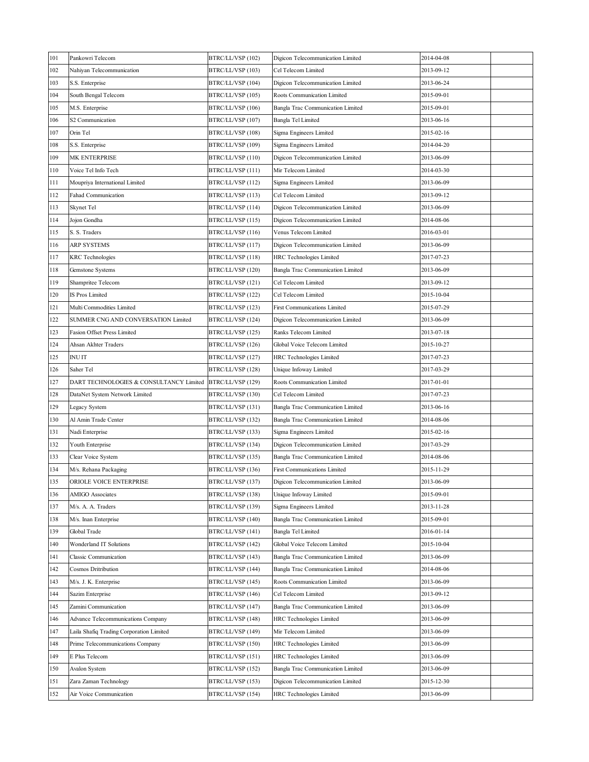| | | | | | |
|---|---|---|---|---|---|
| 101 | Pankowri Telecom | BTRC/LL/VSP (102) | Digicon Telecommunication Limited | 2014-04-08 | |
| 102 | Nahiyan Telecommunication | BTRC/LL/VSP (103) | Cel Telecom Limited | 2013-09-12 | |
| 103 | S.S. Enterprise | BTRC/LL/VSP (104) | Digicon Telecommunication Limited | 2013-06-24 | |
| 104 | South Bengal Telecom | BTRC/LL/VSP (105) | Roots Communication Limited | 2015-09-01 | |
| 105 | M.S. Enterprise | BTRC/LL/VSP (106) | Bangla Trac Communication Limited | 2015-09-01 | |
| 106 | S2 Communication | BTRC/LL/VSP (107) | Bangla Tel Limited | 2013-06-16 | |
| 107 | Orin Tel | BTRC/LL/VSP (108) | Sigma Engineers Limited | 2015-02-16 | |
| 108 | S.S. Enterprise | BTRC/LL/VSP (109) | Sigma Engineers Limited | 2014-04-20 | |
| 109 | MK ENTERPRISE | BTRC/LL/VSP (110) | Digicon Telecommunication Limited | 2013-06-09 | |
| 110 | Voice Tel Info Tech | BTRC/LL/VSP (111) | Mir Telecom Limited | 2014-03-30 | |
| 111 | Moupriya International Limited | BTRC/LL/VSP (112) | Sigma Engineers Limited | 2013-06-09 | |
| 112 | Fahad Communication | BTRC/LL/VSP (113) | Cel Telecom Limited | 2013-09-12 | |
| 113 | Skynet Tel | BTRC/LL/VSP (114) | Digicon Telecommunication Limited | 2013-06-09 | |
| 114 | Jojon Gondha | BTRC/LL/VSP (115) | Digicon Telecommunication Limited | 2014-08-06 | |
| 115 | S. S. Traders | BTRC/LL/VSP (116) | Venus Telecom Limited | 2016-03-01 | |
| 116 | ARP SYSTEMS | BTRC/LL/VSP (117) | Digicon Telecommunication Limited | 2013-06-09 | |
| 117 | KRC Technologies | BTRC/LL/VSP (118) | HRC Technologies Limited | 2017-07-23 | |
| 118 | Gemstone Systems | BTRC/LL/VSP (120) | Bangla Trac Communication Limited | 2013-06-09 | |
| 119 | Shampritee Telecom | BTRC/LL/VSP (121) | Cel Telecom Limited | 2013-09-12 | |
| 120 | IS Pros Limited | BTRC/LL/VSP (122) | Cel Telecom Limited | 2015-10-04 | |
| 121 | Multi Commodities Limited | BTRC/LL/VSP (123) | First Communications Limited | 2015-07-29 | |
| 122 | SUMMER CNG AND CONVERSATION Limited | BTRC/LL/VSP (124) | Digicon Telecommunication Limited | 2013-06-09 | |
| 123 | Fasion Offset Press Limited | BTRC/LL/VSP (125) | Ranks Telecom Limited | 2013-07-18 | |
| 124 | Ahsan Akhter Traders | BTRC/LL/VSP (126) | Global Voice Telecom Limited | 2015-10-27 | |
| 125 | INU IT | BTRC/LL/VSP (127) | HRC Technologies Limited | 2017-07-23 | |
| 126 | Saher Tel | BTRC/LL/VSP (128) | Unique Infoway Limited | 2017-03-29 | |
| 127 | DART TECHNOLOGIES & CONSULTANCY Limited | BTRC/LL/VSP (129) | Roots Communication Limited | 2017-01-01 | |
| 128 | DataNet System Network Limited | BTRC/LL/VSP (130) | Cel Telecom Limited | 2017-07-23 | |
| 129 | Legacy System | BTRC/LL/VSP (131) | Bangla Trac Communication Limited | 2013-06-16 | |
| 130 | Al Amin Trade Center | BTRC/LL/VSP (132) | Bangla Trac Communication Limited | 2014-08-06 | |
| 131 | Nadi Enterprise | BTRC/LL/VSP (133) | Sigma Engineers Limited | 2015-02-16 | |
| 132 | Youth Enterprise | BTRC/LL/VSP (134) | Digicon Telecommunication Limited | 2017-03-29 | |
| 133 | Clear Voice System | BTRC/LL/VSP (135) | Bangla Trac Communication Limited | 2014-08-06 | |
| 134 | M/s. Rehana Packaging | BTRC/LL/VSP (136) | First Communications Limited | 2015-11-29 | |
| 135 | ORIOLE VOICE ENTERPRISE | BTRC/LL/VSP (137) | Digicon Telecommunication Limited | 2013-06-09 | |
| 136 | AMIGO Associates | BTRC/LL/VSP (138) | Unique Infoway Limited | 2015-09-01 | |
| 137 | M/s. A. A. Traders | BTRC/LL/VSP (139) | Sigma Engineers Limited | 2013-11-28 | |
| 138 | M/s. Inan Enterprise | BTRC/LL/VSP (140) | Bangla Trac Communication Limited | 2015-09-01 | |
| 139 | Global Trade | BTRC/LL/VSP (141) | Bangla Tel Limited | 2016-01-14 | |
| 140 | Wonderland IT Solutions | BTRC/LL/VSP (142) | Global Voice Telecom Limited | 2015-10-04 | |
| 141 | Classic Communication | BTRC/LL/VSP (143) | Bangla Trac Communication Limited | 2013-06-09 | |
| 142 | Cosmos Dritribution | BTRC/LL/VSP (144) | Bangla Trac Communication Limited | 2014-08-06 | |
| 143 | M/s. J. K. Enterprise | BTRC/LL/VSP (145) | Roots Communication Limited | 2013-06-09 | |
| 144 | Sazim Enterprise | BTRC/LL/VSP (146) | Cel Telecom Limited | 2013-09-12 | |
| 145 | Zamini Communication | BTRC/LL/VSP (147) | Bangla Trac Communication Limited | 2013-06-09 | |
| 146 | Advance Telecommunications Company | BTRC/LL/VSP (148) | HRC Technologies Limited | 2013-06-09 | |
| 147 | Laila Shafiq Trading Corporation Limited | BTRC/LL/VSP (149) | Mir Telecom Limited | 2013-06-09 | |
| 148 | Prime Telecommunications Company | BTRC/LL/VSP (150) | HRC Technologies Limited | 2013-06-09 | |
| 149 | E Plus Telecom | BTRC/LL/VSP (151) | HRC Technologies Limited | 2013-06-09 | |
| 150 | Avalon System | BTRC/LL/VSP (152) | Bangla Trac Communication Limited | 2013-06-09 | |
| 151 | Zara Zaman Technology | BTRC/LL/VSP (153) | Digicon Telecommunication Limited | 2015-12-30 | |
| 152 | Air Voice Communication | BTRC/LL/VSP (154) | HRC Technologies Limited | 2013-06-09 | |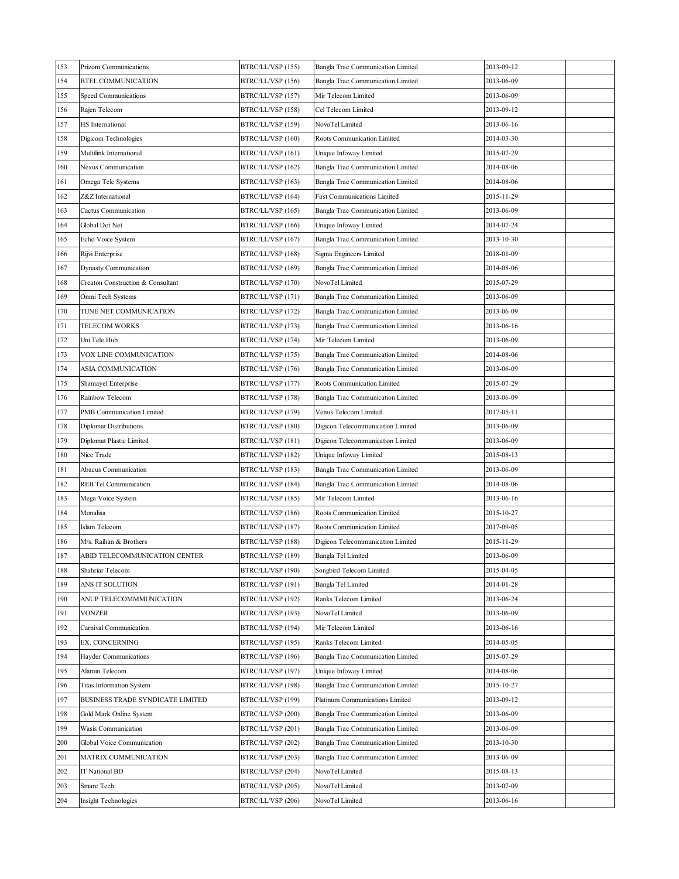| | | | | | |
|---|---|---|---|---|---|
| 153 | Prizom Communications | BTRC/LL/VSP (155) | Bangla Trac Communication Limited | 2013-09-12 | |
| 154 | BTEL COMMUNICATION | BTRC/LL/VSP (156) | Bangla Trac Communication Limited | 2013-06-09 | |
| 155 | Speed Communications | BTRC/LL/VSP (157) | Mir Telecom Limited | 2013-06-09 | |
| 156 | Rajen Telecom | BTRC/LL/VSP (158) | Cel Telecom Limited | 2013-09-12 | |
| 157 | HS International | BTRC/LL/VSP (159) | NovoTel Limited | 2013-06-16 | |
| 158 | Digicom Technologies | BTRC/LL/VSP (160) | Roots Communication Limited | 2014-03-30 | |
| 159 | Multilink International | BTRC/LL/VSP (161) | Unique Infoway Limited | 2015-07-29 | |
| 160 | Nexus Communication | BTRC/LL/VSP (162) | Bangla Trac Communication Limited | 2014-08-06 | |
| 161 | Omega Tele Systems | BTRC/LL/VSP (163) | Bangla Trac Communication Limited | 2014-08-06 | |
| 162 | Z&Z International | BTRC/LL/VSP (164) | First Communications Limited | 2015-11-29 | |
| 163 | Cactus Communication | BTRC/LL/VSP (165) | Bangla Trac Communication Limited | 2013-06-09 | |
| 164 | Global Dot Net | BTRC/LL/VSP (166) | Unique Infoway Limited | 2014-07-24 | |
| 165 | Echo Voice System | BTRC/LL/VSP (167) | Bangla Trac Communication Limited | 2013-10-30 | |
| 166 | Rijvi Enterprise | BTRC/LL/VSP (168) | Sigma Engineers Limited | 2018-01-09 | |
| 167 | Dynasty Communication | BTRC/LL/VSP (169) | Bangla Trac Communication Limited | 2014-08-06 | |
| 168 | Creaton Construction & Consultant | BTRC/LL/VSP (170) | NovoTel Limited | 2015-07-29 | |
| 169 | Omni Tech Systems | BTRC/LL/VSP (171) | Bangla Trac Communication Limited | 2013-06-09 | |
| 170 | TUNE NET COMMUNICATION | BTRC/LL/VSP (172) | Bangla Trac Communication Limited | 2013-06-09 | |
| 171 | TELECOM WORKS | BTRC/LL/VSP (173) | Bangla Trac Communication Limited | 2013-06-16 | |
| 172 | Uni Tele Hub | BTRC/LL/VSP (174) | Mir Telecom Limited | 2013-06-09 | |
| 173 | VOX LINE COMMUNICATION | BTRC/LL/VSP (175) | Bangla Trac Communication Limited | 2014-08-06 | |
| 174 | ASIA COMMUNICATION | BTRC/LL/VSP (176) | Bangla Trac Communication Limited | 2013-06-09 | |
| 175 | Shamayel Enterprise | BTRC/LL/VSP (177) | Roots Communication Limited | 2015-07-29 | |
| 176 | Rainbow Telecom | BTRC/LL/VSP (178) | Bangla Trac Communication Limited | 2013-06-09 | |
| 177 | PMB Communication Limited | BTRC/LL/VSP (179) | Venus Telecom Limited | 2017-05-11 | |
| 178 | Diplomat Distributions | BTRC/LL/VSP (180) | Digicon Telecommunication Limited | 2013-06-09 | |
| 179 | Diplomat Plastic Limited | BTRC/LL/VSP (181) | Digicon Telecommunication Limited | 2013-06-09 | |
| 180 | Nice Trade | BTRC/LL/VSP (182) | Unique Infoway Limited | 2015-08-13 | |
| 181 | Abacus Communication | BTRC/LL/VSP (183) | Bangla Trac Communication Limited | 2013-06-09 | |
| 182 | REB Tel Communication | BTRC/LL/VSP (184) | Bangla Trac Communication Limited | 2014-08-06 | |
| 183 | Mega Voice System | BTRC/LL/VSP (185) | Mir Telecom Limited | 2013-06-16 | |
| 184 | Monalisa | BTRC/LL/VSP (186) | Roots Communication Limited | 2015-10-27 | |
| 185 | Islam Telecom | BTRC/LL/VSP (187) | Roots Communication Limited | 2017-09-05 | |
| 186 | M/s. Raihan & Brothers | BTRC/LL/VSP (188) | Digicon Telecommunication Limited | 2015-11-29 | |
| 187 | ABID TELECOMMUNICATION CENTER | BTRC/LL/VSP (189) | Bangla Tel Limited | 2013-06-09 | |
| 188 | Shahriar Telecom | BTRC/LL/VSP (190) | Songbird Telecom Limited | 2015-04-05 | |
| 189 | ANS IT SOLUTION | BTRC/LL/VSP (191) | Bangla Tel Limited | 2014-01-28 | |
| 190 | ANUP TELECOMMMUNICATION | BTRC/LL/VSP (192) | Ranks Telecom Limited | 2013-06-24 | |
| 191 | VONZER | BTRC/LL/VSP (193) | NovoTel Limited | 2013-06-09 | |
| 192 | Carnival Communication | BTRC/LL/VSP (194) | Mir Telecom Limited | 2013-06-16 | |
| 193 | EX. CONCERNING | BTRC/LL/VSP (195) | Ranks Telecom Limited | 2014-05-05 | |
| 194 | Hayder Communications | BTRC/LL/VSP (196) | Bangla Trac Communication Limited | 2015-07-29 | |
| 195 | Alamin Telecom | BTRC/LL/VSP (197) | Unique Infoway Limited | 2014-08-06 | |
| 196 | Titas Information System | BTRC/LL/VSP (198) | Bangla Trac Communication Limited | 2015-10-27 | |
| 197 | BUSINESS TRADE SYNDICATE LIMITED | BTRC/LL/VSP (199) | Platinum Communications Limited | 2013-09-12 | |
| 198 | Gold Mark Online System | BTRC/LL/VSP (200) | Bangla Trac Communication Limited | 2013-06-09 | |
| 199 | Wasis Communication | BTRC/LL/VSP (201) | Bangla Trac Communication Limited | 2013-06-09 | |
| 200 | Global Voice Communication | BTRC/LL/VSP (202) | Bangla Trac Communication Limited | 2013-10-30 | |
| 201 | MATRIX COMMUNICATION | BTRC/LL/VSP (203) | Bangla Trac Communication Limited | 2013-06-09 | |
| 202 | IT National BD | BTRC/LL/VSP (204) | NovoTel Limited | 2015-08-13 | |
| 203 | Smarc Tech | BTRC/LL/VSP (205) | NovoTel Limited | 2013-07-09 | |
| 204 | Insight Technologies | BTRC/LL/VSP (206) | NovoTel Limited | 2013-06-16 | |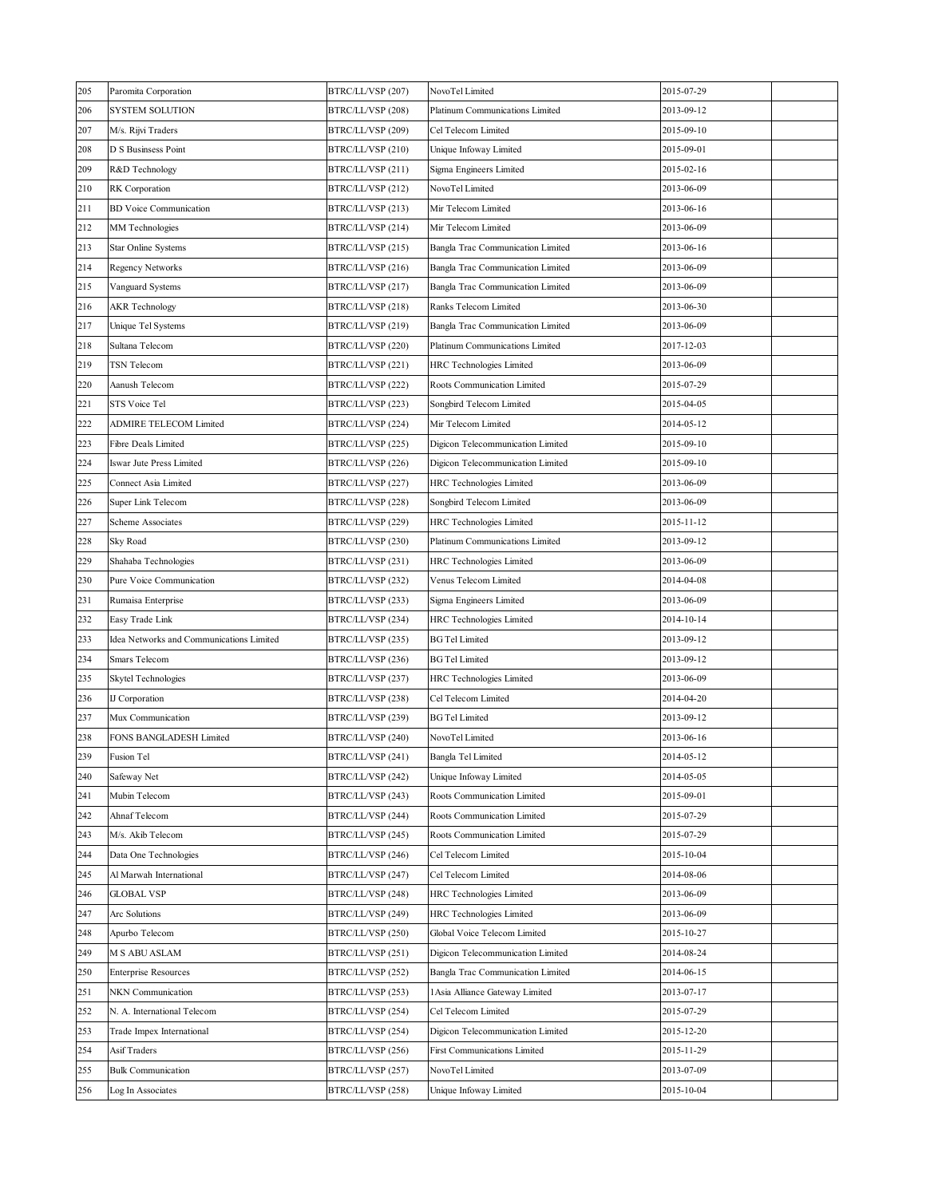| 205 | Paromita Corporation | BTRC/LL/VSP (207) | NovoTel Limited | 2015-07-29 | |
|---|---|---|---|---|---|
| 206 | SYSTEM SOLUTION | BTRC/LL/VSP (208) | Platinum Communications Limited | 2013-09-12 | |
| 207 | M/s. Rijvi Traders | BTRC/LL/VSP (209) | Cel Telecom Limited | 2015-09-10 | |
| 208 | D S Businsess Point | BTRC/LL/VSP (210) | Unique Infoway Limited | 2015-09-01 | |
| 209 | R&D Technology | BTRC/LL/VSP (211) | Sigma Engineers Limited | 2015-02-16 | |
| 210 | RK Corporation | BTRC/LL/VSP (212) | NovoTel Limited | 2013-06-09 | |
| 211 | BD Voice Communication | BTRC/LL/VSP (213) | Mir Telecom Limited | 2013-06-16 | |
| 212 | MM Technologies | BTRC/LL/VSP (214) | Mir Telecom Limited | 2013-06-09 | |
| 213 | Star Online Systems | BTRC/LL/VSP (215) | Bangla Trac Communication Limited | 2013-06-16 | |
| 214 | Regency Networks | BTRC/LL/VSP (216) | Bangla Trac Communication Limited | 2013-06-09 | |
| 215 | Vanguard Systems | BTRC/LL/VSP (217) | Bangla Trac Communication Limited | 2013-06-09 | |
| 216 | AKR Technology | BTRC/LL/VSP (218) | Ranks Telecom Limited | 2013-06-30 | |
| 217 | Unique Tel Systems | BTRC/LL/VSP (219) | Bangla Trac Communication Limited | 2013-06-09 | |
| 218 | Sultana Telecom | BTRC/LL/VSP (220) | Platinum Communications Limited | 2017-12-03 | |
| 219 | TSN Telecom | BTRC/LL/VSP (221) | HRC Technologies Limited | 2013-06-09 | |
| 220 | Aanush Telecom | BTRC/LL/VSP (222) | Roots Communication Limited | 2015-07-29 | |
| 221 | STS Voice Tel | BTRC/LL/VSP (223) | Songbird Telecom Limited | 2015-04-05 | |
| 222 | ADMIRE TELECOM Limited | BTRC/LL/VSP (224) | Mir Telecom Limited | 2014-05-12 | |
| 223 | Fibre Deals Limited | BTRC/LL/VSP (225) | Digicon Telecommunication Limited | 2015-09-10 | |
| 224 | Iswar Jute Press Limited | BTRC/LL/VSP (226) | Digicon Telecommunication Limited | 2015-09-10 | |
| 225 | Connect Asia Limited | BTRC/LL/VSP (227) | HRC Technologies Limited | 2013-06-09 | |
| 226 | Super Link Telecom | BTRC/LL/VSP (228) | Songbird Telecom Limited | 2013-06-09 | |
| 227 | Scheme Associates | BTRC/LL/VSP (229) | HRC Technologies Limited | 2015-11-12 | |
| 228 | Sky Road | BTRC/LL/VSP (230) | Platinum Communications Limited | 2013-09-12 | |
| 229 | Shahaba Technologies | BTRC/LL/VSP (231) | HRC Technologies Limited | 2013-06-09 | |
| 230 | Pure Voice Communication | BTRC/LL/VSP (232) | Venus Telecom Limited | 2014-04-08 | |
| 231 | Rumaisa Enterprise | BTRC/LL/VSP (233) | Sigma Engineers Limited | 2013-06-09 | |
| 232 | Easy Trade Link | BTRC/LL/VSP (234) | HRC Technologies Limited | 2014-10-14 | |
| 233 | Idea Networks and Communications Limited | BTRC/LL/VSP (235) | BG Tel Limited | 2013-09-12 | |
| 234 | Smars Telecom | BTRC/LL/VSP (236) | BG Tel Limited | 2013-09-12 | |
| 235 | Skytel Technologies | BTRC/LL/VSP (237) | HRC Technologies Limited | 2013-06-09 | |
| 236 | IJ Corporation | BTRC/LL/VSP (238) | Cel Telecom Limited | 2014-04-20 | |
| 237 | Mux Communication | BTRC/LL/VSP (239) | BG Tel Limited | 2013-09-12 | |
| 238 | FONS BANGLADESH Limited | BTRC/LL/VSP (240) | NovoTel Limited | 2013-06-16 | |
| 239 | Fusion Tel | BTRC/LL/VSP (241) | Bangla Tel Limited | 2014-05-12 | |
| 240 | Safeway Net | BTRC/LL/VSP (242) | Unique Infoway Limited | 2014-05-05 | |
| 241 | Mubin Telecom | BTRC/LL/VSP (243) | Roots Communication Limited | 2015-09-01 | |
| 242 | Ahnaf Telecom | BTRC/LL/VSP (244) | Roots Communication Limited | 2015-07-29 | |
| 243 | M/s. Akib Telecom | BTRC/LL/VSP (245) | Roots Communication Limited | 2015-07-29 | |
| 244 | Data One Technologies | BTRC/LL/VSP (246) | Cel Telecom Limited | 2015-10-04 | |
| 245 | Al Marwah International | BTRC/LL/VSP (247) | Cel Telecom Limited | 2014-08-06 | |
| 246 | GLOBAL VSP | BTRC/LL/VSP (248) | HRC Technologies Limited | 2013-06-09 | |
| 247 | Arc Solutions | BTRC/LL/VSP (249) | HRC Technologies Limited | 2013-06-09 | |
| 248 | Apurbo Telecom | BTRC/LL/VSP (250) | Global Voice Telecom Limited | 2015-10-27 | |
| 249 | M S ABU ASLAM | BTRC/LL/VSP (251) | Digicon Telecommunication Limited | 2014-08-24 | |
| 250 | Enterprise Resources | BTRC/LL/VSP (252) | Bangla Trac Communication Limited | 2014-06-15 | |
| 251 | NKN Communication | BTRC/LL/VSP (253) | 1Asia Alliance Gateway Limited | 2013-07-17 | |
| 252 | N. A. International Telecom | BTRC/LL/VSP (254) | Cel Telecom Limited | 2015-07-29 | |
| 253 | Trade Impex International | BTRC/LL/VSP (254) | Digicon Telecommunication Limited | 2015-12-20 | |
| 254 | Asif Traders | BTRC/LL/VSP (256) | First Communications Limited | 2015-11-29 | |
| 255 | Bulk Communication | BTRC/LL/VSP (257) | NovoTel Limited | 2013-07-09 | |
| 256 | Log In Associates | BTRC/LL/VSP (258) | Unique Infoway Limited | 2015-10-04 | |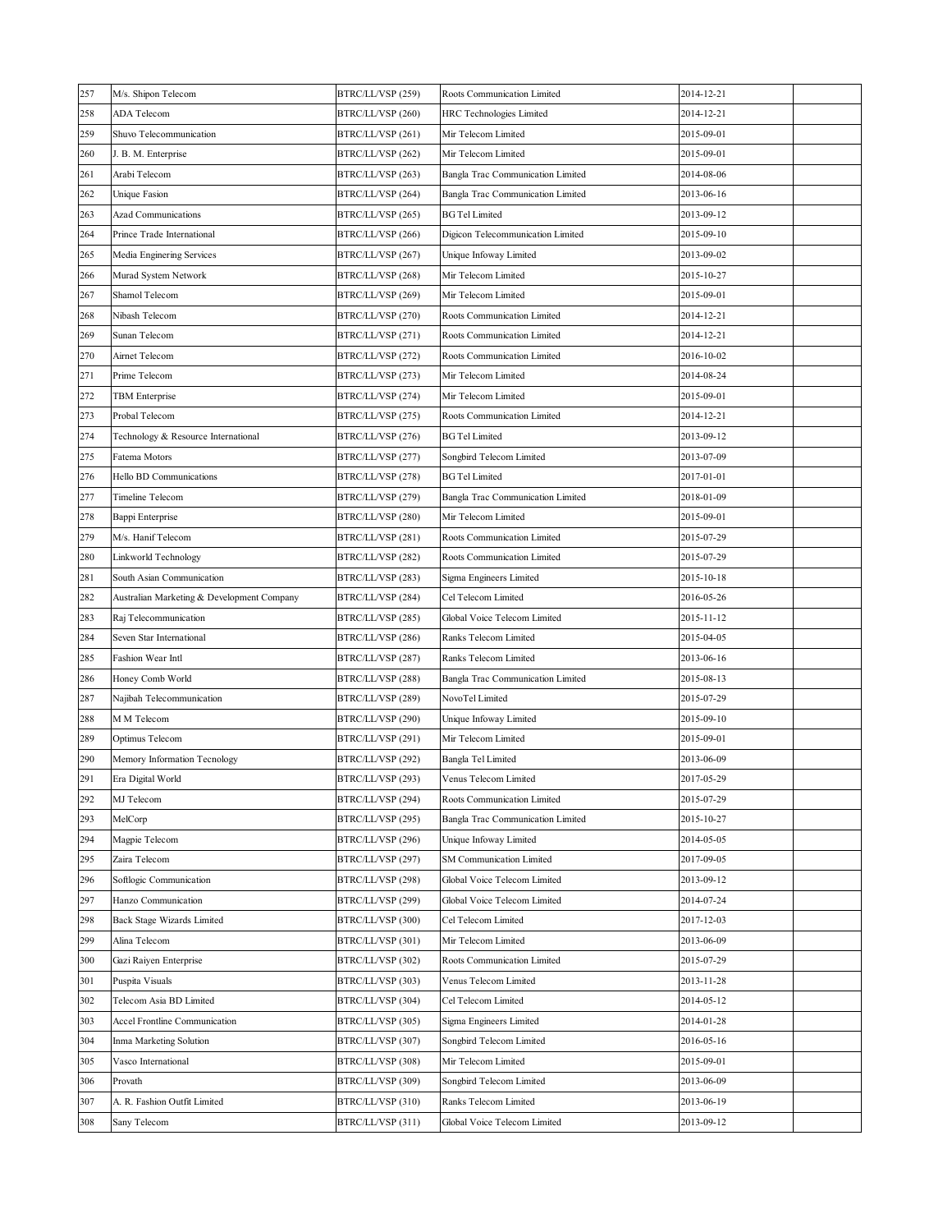| 257 | M/s. Shipon Telecom | BTRC/LL/VSP (259) | Roots Communication Limited | 2014-12-21 | |
|---|---|---|---|---|---|
| 258 | ADA Telecom | BTRC/LL/VSP (260) | HRC Technologies Limited | 2014-12-21 | |
| 259 | Shuvo Telecommunication | BTRC/LL/VSP (261) | Mir Telecom Limited | 2015-09-01 | |
| 260 | J. B. M. Enterprise | BTRC/LL/VSP (262) | Mir Telecom Limited | 2015-09-01 | |
| 261 | Arabi Telecom | BTRC/LL/VSP (263) | Bangla Trac Communication Limited | 2014-08-06 | |
| 262 | Unique Fasion | BTRC/LL/VSP (264) | Bangla Trac Communication Limited | 2013-06-16 | |
| 263 | Azad Communications | BTRC/LL/VSP (265) | BG Tel Limited | 2013-09-12 | |
| 264 | Prince Trade International | BTRC/LL/VSP (266) | Digicon Telecommunication Limited | 2015-09-10 | |
| 265 | Media Enginering Services | BTRC/LL/VSP (267) | Unique Infoway Limited | 2013-09-02 | |
| 266 | Murad System Network | BTRC/LL/VSP (268) | Mir Telecom Limited | 2015-10-27 | |
| 267 | Shamol Telecom | BTRC/LL/VSP (269) | Mir Telecom Limited | 2015-09-01 | |
| 268 | Nibash Telecom | BTRC/LL/VSP (270) | Roots Communication Limited | 2014-12-21 | |
| 269 | Sunan Telecom | BTRC/LL/VSP (271) | Roots Communication Limited | 2014-12-21 | |
| 270 | Airnet Telecom | BTRC/LL/VSP (272) | Roots Communication Limited | 2016-10-02 | |
| 271 | Prime Telecom | BTRC/LL/VSP (273) | Mir Telecom Limited | 2014-08-24 | |
| 272 | TBM Enterprise | BTRC/LL/VSP (274) | Mir Telecom Limited | 2015-09-01 | |
| 273 | Probal Telecom | BTRC/LL/VSP (275) | Roots Communication Limited | 2014-12-21 | |
| 274 | Technology & Resource International | BTRC/LL/VSP (276) | BG Tel Limited | 2013-09-12 | |
| 275 | Fatema Motors | BTRC/LL/VSP (277) | Songbird Telecom Limited | 2013-07-09 | |
| 276 | Hello BD Communications | BTRC/LL/VSP (278) | BG Tel Limited | 2017-01-01 | |
| 277 | Timeline Telecom | BTRC/LL/VSP (279) | Bangla Trac Communication Limited | 2018-01-09 | |
| 278 | Bappi Enterprise | BTRC/LL/VSP (280) | Mir Telecom Limited | 2015-09-01 | |
| 279 | M/s. Hanif Telecom | BTRC/LL/VSP (281) | Roots Communication Limited | 2015-07-29 | |
| 280 | Linkworld Technology | BTRC/LL/VSP (282) | Roots Communication Limited | 2015-07-29 | |
| 281 | South Asian Communication | BTRC/LL/VSP (283) | Sigma Engineers Limited | 2015-10-18 | |
| 282 | Australian Marketing & Development Company | BTRC/LL/VSP (284) | Cel Telecom Limited | 2016-05-26 | |
| 283 | Raj Telecommunication | BTRC/LL/VSP (285) | Global Voice Telecom Limited | 2015-11-12 | |
| 284 | Seven Star International | BTRC/LL/VSP (286) | Ranks Telecom Limited | 2015-04-05 | |
| 285 | Fashion Wear Intl | BTRC/LL/VSP (287) | Ranks Telecom Limited | 2013-06-16 | |
| 286 | Honey Comb World | BTRC/LL/VSP (288) | Bangla Trac Communication Limited | 2015-08-13 | |
| 287 | Najibah Telecommunication | BTRC/LL/VSP (289) | NovoTel Limited | 2015-07-29 | |
| 288 | M M Telecom | BTRC/LL/VSP (290) | Unique Infoway Limited | 2015-09-10 | |
| 289 | Optimus Telecom | BTRC/LL/VSP (291) | Mir Telecom Limited | 2015-09-01 | |
| 290 | Memory Information Tecnology | BTRC/LL/VSP (292) | Bangla Tel Limited | 2013-06-09 | |
| 291 | Era Digital World | BTRC/LL/VSP (293) | Venus Telecom Limited | 2017-05-29 | |
| 292 | MJ Telecom | BTRC/LL/VSP (294) | Roots Communication Limited | 2015-07-29 | |
| 293 | MelCorp | BTRC/LL/VSP (295) | Bangla Trac Communication Limited | 2015-10-27 | |
| 294 | Magpie Telecom | BTRC/LL/VSP (296) | Unique Infoway Limited | 2014-05-05 | |
| 295 | Zaira Telecom | BTRC/LL/VSP (297) | SM Communication Limited | 2017-09-05 | |
| 296 | Softlogic Communication | BTRC/LL/VSP (298) | Global Voice Telecom Limited | 2013-09-12 | |
| 297 | Hanzo Communication | BTRC/LL/VSP (299) | Global Voice Telecom Limited | 2014-07-24 | |
| 298 | Back Stage Wizards Limited | BTRC/LL/VSP (300) | Cel Telecom Limited | 2017-12-03 | |
| 299 | Alina Telecom | BTRC/LL/VSP (301) | Mir Telecom Limited | 2013-06-09 | |
| 300 | Gazi Raiyen Enterprise | BTRC/LL/VSP (302) | Roots Communication Limited | 2015-07-29 | |
| 301 | Puspita Visuals | BTRC/LL/VSP (303) | Venus Telecom Limited | 2013-11-28 | |
| 302 | Telecom Asia BD Limited | BTRC/LL/VSP (304) | Cel Telecom Limited | 2014-05-12 | |
| 303 | Accel Frontline Communication | BTRC/LL/VSP (305) | Sigma Engineers Limited | 2014-01-28 | |
| 304 | Inma Marketing Solution | BTRC/LL/VSP (307) | Songbird Telecom Limited | 2016-05-16 | |
| 305 | Vasco International | BTRC/LL/VSP (308) | Mir Telecom Limited | 2015-09-01 | |
| 306 | Provath | BTRC/LL/VSP (309) | Songbird Telecom Limited | 2013-06-09 | |
| 307 | A. R. Fashion Outfit Limited | BTRC/LL/VSP (310) | Ranks Telecom Limited | 2013-06-19 | |
| 308 | Sany Telecom | BTRC/LL/VSP (311) | Global Voice Telecom Limited | 2013-09-12 | |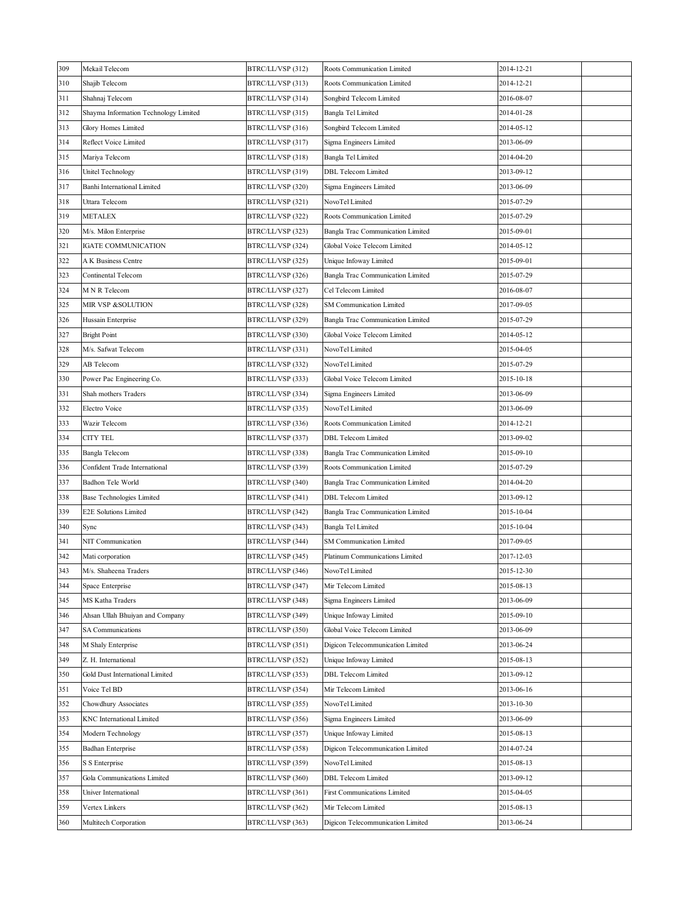| | | | | | |
|---|---|---|---|---|---|
| 309 | Mekail Telecom | BTRC/LL/VSP (312) | Roots Communication Limited | 2014-12-21 | |
| 310 | Shajib Telecom | BTRC/LL/VSP (313) | Roots Communication Limited | 2014-12-21 | |
| 311 | Shahnaj Telecom | BTRC/LL/VSP (314) | Songbird Telecom Limited | 2016-08-07 | |
| 312 | Shayma Information Technology Limited | BTRC/LL/VSP (315) | Bangla Tel Limited | 2014-01-28 | |
| 313 | Glory Homes Limited | BTRC/LL/VSP (316) | Songbird Telecom Limited | 2014-05-12 | |
| 314 | Reflect Voice Limited | BTRC/LL/VSP (317) | Sigma Engineers Limited | 2013-06-09 | |
| 315 | Mariya Telecom | BTRC/LL/VSP (318) | Bangla Tel Limited | 2014-04-20 | |
| 316 | Unitel Technology | BTRC/LL/VSP (319) | DBL Telecom Limited | 2013-09-12 | |
| 317 | Banhi International Limited | BTRC/LL/VSP (320) | Sigma Engineers Limited | 2013-06-09 | |
| 318 | Uttara Telecom | BTRC/LL/VSP (321) | NovoTel Limited | 2015-07-29 | |
| 319 | METALEX | BTRC/LL/VSP (322) | Roots Communication Limited | 2015-07-29 | |
| 320 | M/s. Milon Enterprise | BTRC/LL/VSP (323) | Bangla Trac Communication Limited | 2015-09-01 | |
| 321 | IGATE COMMUNICATION | BTRC/LL/VSP (324) | Global Voice Telecom Limited | 2014-05-12 | |
| 322 | A K Business Centre | BTRC/LL/VSP (325) | Unique Infoway Limited | 2015-09-01 | |
| 323 | Continental Telecom | BTRC/LL/VSP (326) | Bangla Trac Communication Limited | 2015-07-29 | |
| 324 | M N R Telecom | BTRC/LL/VSP (327) | Cel Telecom Limited | 2016-08-07 | |
| 325 | MIR VSP &SOLUTION | BTRC/LL/VSP (328) | SM Communication Limited | 2017-09-05 | |
| 326 | Hussain Enterprise | BTRC/LL/VSP (329) | Bangla Trac Communication Limited | 2015-07-29 | |
| 327 | Bright Point | BTRC/LL/VSP (330) | Global Voice Telecom Limited | 2014-05-12 | |
| 328 | M/s. Safwat Telecom | BTRC/LL/VSP (331) | NovoTel Limited | 2015-04-05 | |
| 329 | AB Telecom | BTRC/LL/VSP (332) | NovoTel Limited | 2015-07-29 | |
| 330 | Power Pac Engineering Co. | BTRC/LL/VSP (333) | Global Voice Telecom Limited | 2015-10-18 | |
| 331 | Shah mothers Traders | BTRC/LL/VSP (334) | Sigma Engineers Limited | 2013-06-09 | |
| 332 | Electro Voice | BTRC/LL/VSP (335) | NovoTel Limited | 2013-06-09 | |
| 333 | Wazir Telecom | BTRC/LL/VSP (336) | Roots Communication Limited | 2014-12-21 | |
| 334 | CITY TEL | BTRC/LL/VSP (337) | DBL Telecom Limited | 2013-09-02 | |
| 335 | Bangla Telecom | BTRC/LL/VSP (338) | Bangla Trac Communication Limited | 2015-09-10 | |
| 336 | Confident Trade International | BTRC/LL/VSP (339) | Roots Communication Limited | 2015-07-29 | |
| 337 | Badhon Tele World | BTRC/LL/VSP (340) | Bangla Trac Communication Limited | 2014-04-20 | |
| 338 | Base Technologies Limited | BTRC/LL/VSP (341) | DBL Telecom Limited | 2013-09-12 | |
| 339 | E2E Solutions Limited | BTRC/LL/VSP (342) | Bangla Trac Communication Limited | 2015-10-04 | |
| 340 | Sync | BTRC/LL/VSP (343) | Bangla Tel Limited | 2015-10-04 | |
| 341 | NIT Communication | BTRC/LL/VSP (344) | SM Communication Limited | 2017-09-05 | |
| 342 | Mati corporation | BTRC/LL/VSP (345) | Platinum Communications Limited | 2017-12-03 | |
| 343 | M/s. Shaheena Traders | BTRC/LL/VSP (346) | NovoTel Limited | 2015-12-30 | |
| 344 | Space Enterprise | BTRC/LL/VSP (347) | Mir Telecom Limited | 2015-08-13 | |
| 345 | MS Katha Traders | BTRC/LL/VSP (348) | Sigma Engineers Limited | 2013-06-09 | |
| 346 | Ahsan Ullah Bhuiyan and Company | BTRC/LL/VSP (349) | Unique Infoway Limited | 2015-09-10 | |
| 347 | SA Communications | BTRC/LL/VSP (350) | Global Voice Telecom Limited | 2013-06-09 | |
| 348 | M Shaly Enterprise | BTRC/LL/VSP (351) | Digicon Telecommunication Limited | 2013-06-24 | |
| 349 | Z. H. International | BTRC/LL/VSP (352) | Unique Infoway Limited | 2015-08-13 | |
| 350 | Gold Dust International Limited | BTRC/LL/VSP (353) | DBL Telecom Limited | 2013-09-12 | |
| 351 | Voice Tel BD | BTRC/LL/VSP (354) | Mir Telecom Limited | 2013-06-16 | |
| 352 | Chowdhury Associates | BTRC/LL/VSP (355) | NovoTel Limited | 2013-10-30 | |
| 353 | KNC International Limited | BTRC/LL/VSP (356) | Sigma Engineers Limited | 2013-06-09 | |
| 354 | Modern Technology | BTRC/LL/VSP (357) | Unique Infoway Limited | 2015-08-13 | |
| 355 | Badhan Enterprise | BTRC/LL/VSP (358) | Digicon Telecommunication Limited | 2014-07-24 | |
| 356 | S S Enterprise | BTRC/LL/VSP (359) | NovoTel Limited | 2015-08-13 | |
| 357 | Gola Communications Limited | BTRC/LL/VSP (360) | DBL Telecom Limited | 2013-09-12 | |
| 358 | Univer International | BTRC/LL/VSP (361) | First Communications Limited | 2015-04-05 | |
| 359 | Vertex Linkers | BTRC/LL/VSP (362) | Mir Telecom Limited | 2015-08-13 | |
| 360 | Multitech Corporation | BTRC/LL/VSP (363) | Digicon Telecommunication Limited | 2013-06-24 | |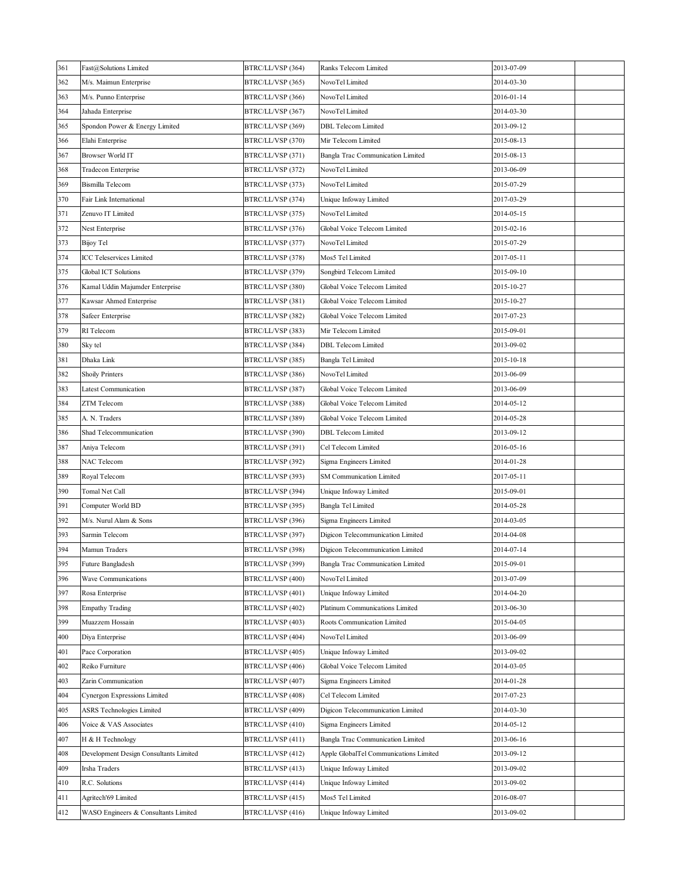| | | | | | |
|---|---|---|---|---|---|
| 361 | Fast@Solutions Limited | BTRC/LL/VSP (364) | Ranks Telecom Limited | 2013-07-09 | |
| 362 | M/s. Maimun Enterprise | BTRC/LL/VSP (365) | NovoTel Limited | 2014-03-30 | |
| 363 | M/s. Punno Enterprise | BTRC/LL/VSP (366) | NovoTel Limited | 2016-01-14 | |
| 364 | Jahada Enterprise | BTRC/LL/VSP (367) | NovoTel Limited | 2014-03-30 | |
| 365 | Spondon Power & Energy Limited | BTRC/LL/VSP (369) | DBL Telecom Limited | 2013-09-12 | |
| 366 | Elahi Enterprise | BTRC/LL/VSP (370) | Mir Telecom Limited | 2015-08-13 | |
| 367 | Browser World IT | BTRC/LL/VSP (371) | Bangla Trac Communication Limited | 2015-08-13 | |
| 368 | Tradecon Enterprise | BTRC/LL/VSP (372) | NovoTel Limited | 2013-06-09 | |
| 369 | Bismilla Telecom | BTRC/LL/VSP (373) | NovoTel Limited | 2015-07-29 | |
| 370 | Fair Link International | BTRC/LL/VSP (374) | Unique Infoway Limited | 2017-03-29 | |
| 371 | Zenuvo IT Limited | BTRC/LL/VSP (375) | NovoTel Limited | 2014-05-15 | |
| 372 | Nest Enterprise | BTRC/LL/VSP (376) | Global Voice Telecom Limited | 2015-02-16 | |
| 373 | Bijoy Tel | BTRC/LL/VSP (377) | NovoTel Limited | 2015-07-29 | |
| 374 | ICC Teleservices Limited | BTRC/LL/VSP (378) | Mos5 Tel Limited | 2017-05-11 | |
| 375 | Global ICT Solutions | BTRC/LL/VSP (379) | Songbird Telecom Limited | 2015-09-10 | |
| 376 | Kamal Uddin Majumder Enterprise | BTRC/LL/VSP (380) | Global Voice Telecom Limited | 2015-10-27 | |
| 377 | Kawsar Ahmed Enterprise | BTRC/LL/VSP (381) | Global Voice Telecom Limited | 2015-10-27 | |
| 378 | Safeer Enterprise | BTRC/LL/VSP (382) | Global Voice Telecom Limited | 2017-07-23 | |
| 379 | RI Telecom | BTRC/LL/VSP (383) | Mir Telecom Limited | 2015-09-01 | |
| 380 | Sky tel | BTRC/LL/VSP (384) | DBL Telecom Limited | 2013-09-02 | |
| 381 | Dhaka Link | BTRC/LL/VSP (385) | Bangla Tel Limited | 2015-10-18 | |
| 382 | Shoily Printers | BTRC/LL/VSP (386) | NovoTel Limited | 2013-06-09 | |
| 383 | Latest Communication | BTRC/LL/VSP (387) | Global Voice Telecom Limited | 2013-06-09 | |
| 384 | ZTM Telecom | BTRC/LL/VSP (388) | Global Voice Telecom Limited | 2014-05-12 | |
| 385 | A. N. Traders | BTRC/LL/VSP (389) | Global Voice Telecom Limited | 2014-05-28 | |
| 386 | Shad Telecommunication | BTRC/LL/VSP (390) | DBL Telecom Limited | 2013-09-12 | |
| 387 | Aniya Telecom | BTRC/LL/VSP (391) | Cel Telecom Limited | 2016-05-16 | |
| 388 | NAC Telecom | BTRC/LL/VSP (392) | Sigma Engineers Limited | 2014-01-28 | |
| 389 | Royal Telecom | BTRC/LL/VSP (393) | SM Communication Limited | 2017-05-11 | |
| 390 | Tomal Net Call | BTRC/LL/VSP (394) | Unique Infoway Limited | 2015-09-01 | |
| 391 | Computer World BD | BTRC/LL/VSP (395) | Bangla Tel Limited | 2014-05-28 | |
| 392 | M/s. Nurul Alam & Sons | BTRC/LL/VSP (396) | Sigma Engineers Limited | 2014-03-05 | |
| 393 | Sarmin Telecom | BTRC/LL/VSP (397) | Digicon Telecommunication Limited | 2014-04-08 | |
| 394 | Mamun Traders | BTRC/LL/VSP (398) | Digicon Telecommunication Limited | 2014-07-14 | |
| 395 | Future Bangladesh | BTRC/LL/VSP (399) | Bangla Trac Communication Limited | 2015-09-01 | |
| 396 | Wave Communications | BTRC/LL/VSP (400) | NovoTel Limited | 2013-07-09 | |
| 397 | Rosa Enterprise | BTRC/LL/VSP (401) | Unique Infoway Limited | 2014-04-20 | |
| 398 | Empathy Trading | BTRC/LL/VSP (402) | Platinum Communications Limited | 2013-06-30 | |
| 399 | Muazzem Hossain | BTRC/LL/VSP (403) | Roots Communication Limited | 2015-04-05 | |
| 400 | Diya Enterprise | BTRC/LL/VSP (404) | NovoTel Limited | 2013-06-09 | |
| 401 | Pace Corporation | BTRC/LL/VSP (405) | Unique Infoway Limited | 2013-09-02 | |
| 402 | Reiko Furniture | BTRC/LL/VSP (406) | Global Voice Telecom Limited | 2014-03-05 | |
| 403 | Zarin Communication | BTRC/LL/VSP (407) | Sigma Engineers Limited | 2014-01-28 | |
| 404 | Cynergon Expressions Limited | BTRC/LL/VSP (408) | Cel Telecom Limited | 2017-07-23 | |
| 405 | ASRS Technologies Limited | BTRC/LL/VSP (409) | Digicon Telecommunication Limited | 2014-03-30 | |
| 406 | Voice & VAS Associates | BTRC/LL/VSP (410) | Sigma Engineers Limited | 2014-05-12 | |
| 407 | H & H Technology | BTRC/LL/VSP (411) | Bangla Trac Communication Limited | 2013-06-16 | |
| 408 | Development Design Consultants Limited | BTRC/LL/VSP (412) | Apple GlobalTel Communications Limited | 2013-09-12 | |
| 409 | Irsha Traders | BTRC/LL/VSP (413) | Unique Infoway Limited | 2013-09-02 | |
| 410 | R.C. Solutions | BTRC/LL/VSP (414) | Unique Infoway Limited | 2013-09-02 | |
| 411 | Agritech'69 Limited | BTRC/LL/VSP (415) | Mos5 Tel Limited | 2016-08-07 | |
| 412 | WASO Engineers & Consultants Limited | BTRC/LL/VSP (416) | Unique Infoway Limited | 2013-09-02 | |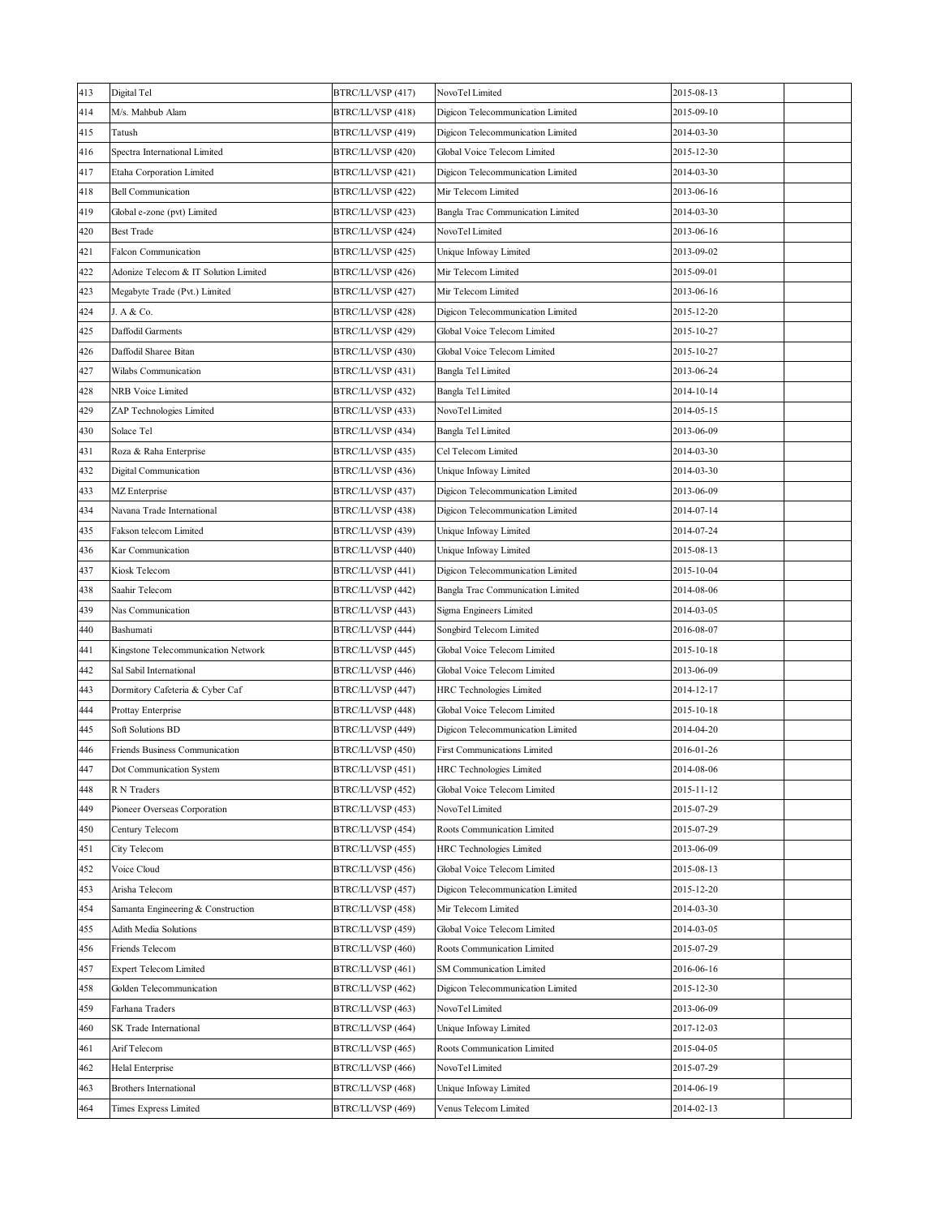| | | | | | |
|---|---|---|---|---|---|
| 413 | Digital Tel | BTRC/LL/VSP (417) | NovoTel Limited | 2015-08-13 | |
| 414 | M/s. Mahbub Alam | BTRC/LL/VSP (418) | Digicon Telecommunication Limited | 2015-09-10 | |
| 415 | Tatush | BTRC/LL/VSP (419) | Digicon Telecommunication Limited | 2014-03-30 | |
| 416 | Spectra International Limited | BTRC/LL/VSP (420) | Global Voice Telecom Limited | 2015-12-30 | |
| 417 | Etaha Corporation Limited | BTRC/LL/VSP (421) | Digicon Telecommunication Limited | 2014-03-30 | |
| 418 | Bell Communication | BTRC/LL/VSP (422) | Mir Telecom Limited | 2013-06-16 | |
| 419 | Global e-zone (pvt) Limited | BTRC/LL/VSP (423) | Bangla Trac Communication Limited | 2014-03-30 | |
| 420 | Best Trade | BTRC/LL/VSP (424) | NovoTel Limited | 2013-06-16 | |
| 421 | Falcon Communication | BTRC/LL/VSP (425) | Unique Infoway Limited | 2013-09-02 | |
| 422 | Adonize Telecom & IT Solution Limited | BTRC/LL/VSP (426) | Mir Telecom Limited | 2015-09-01 | |
| 423 | Megabyte Trade (Pvt.) Limited | BTRC/LL/VSP (427) | Mir Telecom Limited | 2013-06-16 | |
| 424 | J. A & Co. | BTRC/LL/VSP (428) | Digicon Telecommunication Limited | 2015-12-20 | |
| 425 | Daffodil Garments | BTRC/LL/VSP (429) | Global Voice Telecom Limited | 2015-10-27 | |
| 426 | Daffodil Sharee Bitan | BTRC/LL/VSP (430) | Global Voice Telecom Limited | 2015-10-27 | |
| 427 | Wilabs Communication | BTRC/LL/VSP (431) | Bangla Tel Limited | 2013-06-24 | |
| 428 | NRB Voice Limited | BTRC/LL/VSP (432) | Bangla Tel Limited | 2014-10-14 | |
| 429 | ZAP Technologies Limited | BTRC/LL/VSP (433) | NovoTel Limited | 2014-05-15 | |
| 430 | Solace Tel | BTRC/LL/VSP (434) | Bangla Tel Limited | 2013-06-09 | |
| 431 | Roza & Raha Enterprise | BTRC/LL/VSP (435) | Cel Telecom Limited | 2014-03-30 | |
| 432 | Digital Communication | BTRC/LL/VSP (436) | Unique Infoway Limited | 2014-03-30 | |
| 433 | MZ Enterprise | BTRC/LL/VSP (437) | Digicon Telecommunication Limited | 2013-06-09 | |
| 434 | Navana Trade International | BTRC/LL/VSP (438) | Digicon Telecommunication Limited | 2014-07-14 | |
| 435 | Fakson telecom Limited | BTRC/LL/VSP (439) | Unique Infoway Limited | 2014-07-24 | |
| 436 | Kar Communication | BTRC/LL/VSP (440) | Unique Infoway Limited | 2015-08-13 | |
| 437 | Kiosk Telecom | BTRC/LL/VSP (441) | Digicon Telecommunication Limited | 2015-10-04 | |
| 438 | Saahir Telecom | BTRC/LL/VSP (442) | Bangla Trac Communication Limited | 2014-08-06 | |
| 439 | Nas Communication | BTRC/LL/VSP (443) | Sigma Engineers Limited | 2014-03-05 | |
| 440 | Bashumati | BTRC/LL/VSP (444) | Songbird Telecom Limited | 2016-08-07 | |
| 441 | Kingstone Telecommunication Network | BTRC/LL/VSP (445) | Global Voice Telecom Limited | 2015-10-18 | |
| 442 | Sal Sabil International | BTRC/LL/VSP (446) | Global Voice Telecom Limited | 2013-06-09 | |
| 443 | Dormitory Cafeteria & Cyber Caf | BTRC/LL/VSP (447) | HRC Technologies Limited | 2014-12-17 | |
| 444 | Prottay Enterprise | BTRC/LL/VSP (448) | Global Voice Telecom Limited | 2015-10-18 | |
| 445 | Soft Solutions BD | BTRC/LL/VSP (449) | Digicon Telecommunication Limited | 2014-04-20 | |
| 446 | Friends Business Communication | BTRC/LL/VSP (450) | First Communications Limited | 2016-01-26 | |
| 447 | Dot Communication System | BTRC/LL/VSP (451) | HRC Technologies Limited | 2014-08-06 | |
| 448 | R N Traders | BTRC/LL/VSP (452) | Global Voice Telecom Limited | 2015-11-12 | |
| 449 | Pioneer Overseas Corporation | BTRC/LL/VSP (453) | NovoTel Limited | 2015-07-29 | |
| 450 | Century Telecom | BTRC/LL/VSP (454) | Roots Communication Limited | 2015-07-29 | |
| 451 | City Telecom | BTRC/LL/VSP (455) | HRC Technologies Limited | 2013-06-09 | |
| 452 | Voice Cloud | BTRC/LL/VSP (456) | Global Voice Telecom Limited | 2015-08-13 | |
| 453 | Arisha Telecom | BTRC/LL/VSP (457) | Digicon Telecommunication Limited | 2015-12-20 | |
| 454 | Samanta Engineering & Construction | BTRC/LL/VSP (458) | Mir Telecom Limited | 2014-03-30 | |
| 455 | Adith Media Solutions | BTRC/LL/VSP (459) | Global Voice Telecom Limited | 2014-03-05 | |
| 456 | Friends Telecom | BTRC/LL/VSP (460) | Roots Communication Limited | 2015-07-29 | |
| 457 | Expert Telecom Limited | BTRC/LL/VSP (461) | SM Communication Limited | 2016-06-16 | |
| 458 | Golden Telecommunication | BTRC/LL/VSP (462) | Digicon Telecommunication Limited | 2015-12-30 | |
| 459 | Farhana Traders | BTRC/LL/VSP (463) | NovoTel Limited | 2013-06-09 | |
| 460 | SK Trade International | BTRC/LL/VSP (464) | Unique Infoway Limited | 2017-12-03 | |
| 461 | Arif Telecom | BTRC/LL/VSP (465) | Roots Communication Limited | 2015-04-05 | |
| 462 | Helal Enterprise | BTRC/LL/VSP (466) | NovoTel Limited | 2015-07-29 | |
| 463 | Brothers International | BTRC/LL/VSP (468) | Unique Infoway Limited | 2014-06-19 | |
| 464 | Times Express Limited | BTRC/LL/VSP (469) | Venus Telecom Limited | 2014-02-13 | |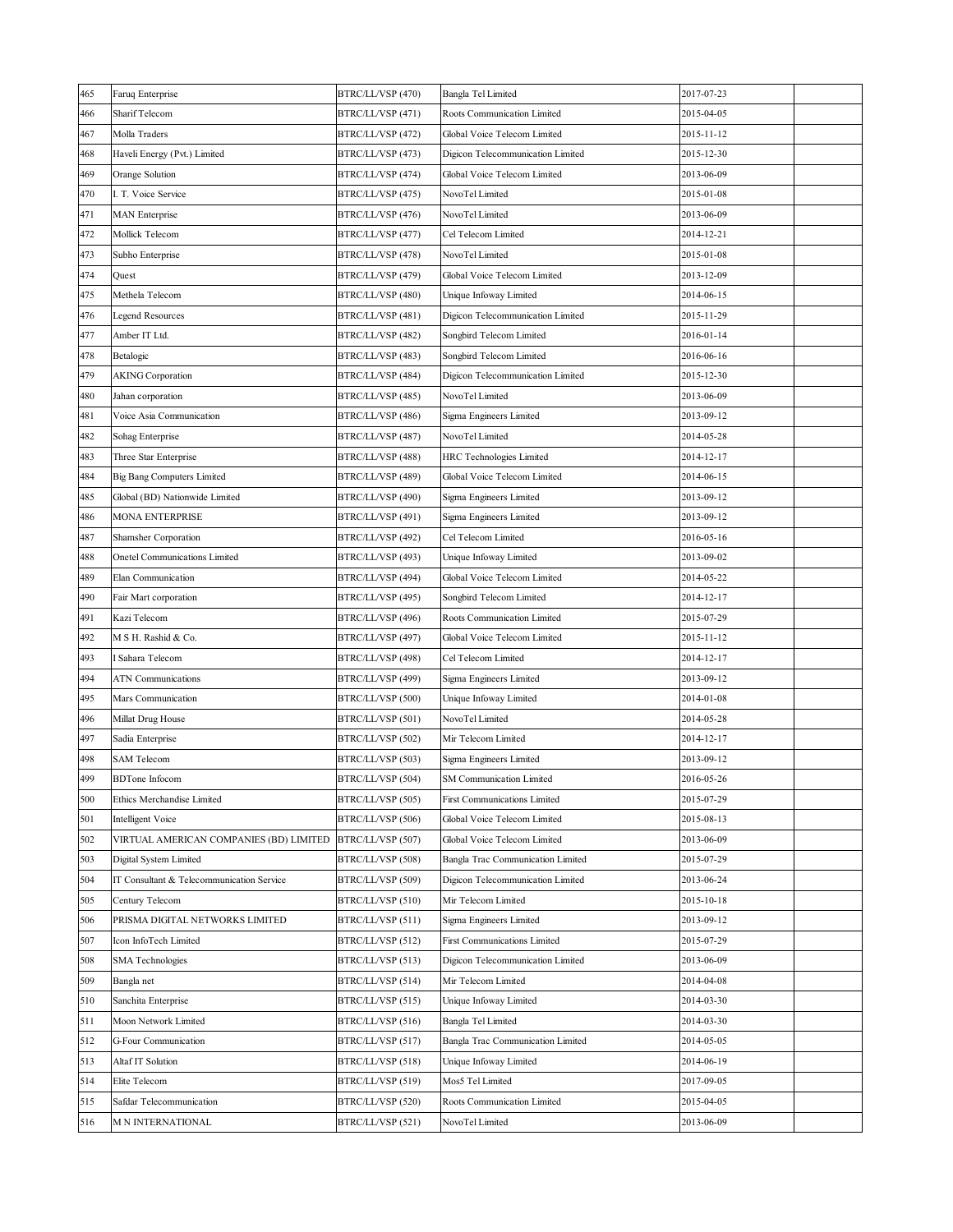| 465 | Faruq Enterprise | BTRC/LL/VSP (470) | Bangla Tel Limited | 2017-07-23 | |
|---|---|---|---|---|---|
| 466 | Sharif Telecom | BTRC/LL/VSP (471) | Roots Communication Limited | 2015-04-05 | |
| 467 | Molla Traders | BTRC/LL/VSP (472) | Global Voice Telecom Limited | 2015-11-12 | |
| 468 | Haveli Energy (Pvt.) Limited | BTRC/LL/VSP (473) | Digicon Telecommunication Limited | 2015-12-30 | |
| 469 | Orange Solution | BTRC/LL/VSP (474) | Global Voice Telecom Limited | 2013-06-09 | |
| 470 | I. T. Voice Service | BTRC/LL/VSP (475) | NovoTel Limited | 2015-01-08 | |
| 471 | MAN Enterprise | BTRC/LL/VSP (476) | NovoTel Limited | 2013-06-09 | |
| 472 | Mollick Telecom | BTRC/LL/VSP (477) | Cel Telecom Limited | 2014-12-21 | |
| 473 | Subho Enterprise | BTRC/LL/VSP (478) | NovoTel Limited | 2015-01-08 | |
| 474 | Quest | BTRC/LL/VSP (479) | Global Voice Telecom Limited | 2013-12-09 | |
| 475 | Methela Telecom | BTRC/LL/VSP (480) | Unique Infoway Limited | 2014-06-15 | |
| 476 | Legend Resources | BTRC/LL/VSP (481) | Digicon Telecommunication Limited | 2015-11-29 | |
| 477 | Amber IT Ltd. | BTRC/LL/VSP (482) | Songbird Telecom Limited | 2016-01-14 | |
| 478 | Betalogic | BTRC/LL/VSP (483) | Songbird Telecom Limited | 2016-06-16 | |
| 479 | AKING Corporation | BTRC/LL/VSP (484) | Digicon Telecommunication Limited | 2015-12-30 | |
| 480 | Jahan corporation | BTRC/LL/VSP (485) | NovoTel Limited | 2013-06-09 | |
| 481 | Voice Asia Communication | BTRC/LL/VSP (486) | Sigma Engineers Limited | 2013-09-12 | |
| 482 | Sohag Enterprise | BTRC/LL/VSP (487) | NovoTel Limited | 2014-05-28 | |
| 483 | Three Star Enterprise | BTRC/LL/VSP (488) | HRC Technologies Limited | 2014-12-17 | |
| 484 | Big Bang Computers Limited | BTRC/LL/VSP (489) | Global Voice Telecom Limited | 2014-06-15 | |
| 485 | Global (BD) Nationwide Limited | BTRC/LL/VSP (490) | Sigma Engineers Limited | 2013-09-12 | |
| 486 | MONA ENTERPRISE | BTRC/LL/VSP (491) | Sigma Engineers Limited | 2013-09-12 | |
| 487 | Shamsher Corporation | BTRC/LL/VSP (492) | Cel Telecom Limited | 2016-05-16 | |
| 488 | Onetel Communications Limited | BTRC/LL/VSP (493) | Unique Infoway Limited | 2013-09-02 | |
| 489 | Elan Communication | BTRC/LL/VSP (494) | Global Voice Telecom Limited | 2014-05-22 | |
| 490 | Fair Mart corporation | BTRC/LL/VSP (495) | Songbird Telecom Limited | 2014-12-17 | |
| 491 | Kazi Telecom | BTRC/LL/VSP (496) | Roots Communication Limited | 2015-07-29 | |
| 492 | M S H. Rashid & Co. | BTRC/LL/VSP (497) | Global Voice Telecom Limited | 2015-11-12 | |
| 493 | I Sahara Telecom | BTRC/LL/VSP (498) | Cel Telecom Limited | 2014-12-17 | |
| 494 | ATN Communications | BTRC/LL/VSP (499) | Sigma Engineers Limited | 2013-09-12 | |
| 495 | Mars Communication | BTRC/LL/VSP (500) | Unique Infoway Limited | 2014-01-08 | |
| 496 | Millat Drug House | BTRC/LL/VSP (501) | NovoTel Limited | 2014-05-28 | |
| 497 | Sadia Enterprise | BTRC/LL/VSP (502) | Mir Telecom Limited | 2014-12-17 | |
| 498 | SAM Telecom | BTRC/LL/VSP (503) | Sigma Engineers Limited | 2013-09-12 | |
| 499 | BDTone Infocom | BTRC/LL/VSP (504) | SM Communication Limited | 2016-05-26 | |
| 500 | Ethics Merchandise Limited | BTRC/LL/VSP (505) | First Communications Limited | 2015-07-29 | |
| 501 | Intelligent Voice | BTRC/LL/VSP (506) | Global Voice Telecom Limited | 2015-08-13 | |
| 502 | VIRTUAL AMERICAN COMPANIES (BD) LIMITED | BTRC/LL/VSP (507) | Global Voice Telecom Limited | 2013-06-09 | |
| 503 | Digital System Limited | BTRC/LL/VSP (508) | Bangla Trac Communication Limited | 2015-07-29 | |
| 504 | IT Consultant & Telecommunication Service | BTRC/LL/VSP (509) | Digicon Telecommunication Limited | 2013-06-24 | |
| 505 | Century Telecom | BTRC/LL/VSP (510) | Mir Telecom Limited | 2015-10-18 | |
| 506 | PRISMA DIGITAL NETWORKS LIMITED | BTRC/LL/VSP (511) | Sigma Engineers Limited | 2013-09-12 | |
| 507 | Icon InfoTech Limited | BTRC/LL/VSP (512) | First Communications Limited | 2015-07-29 | |
| 508 | SMA Technologies | BTRC/LL/VSP (513) | Digicon Telecommunication Limited | 2013-06-09 | |
| 509 | Bangla net | BTRC/LL/VSP (514) | Mir Telecom Limited | 2014-04-08 | |
| 510 | Sanchita Enterprise | BTRC/LL/VSP (515) | Unique Infoway Limited | 2014-03-30 | |
| 511 | Moon Network Limited | BTRC/LL/VSP (516) | Bangla Tel Limited | 2014-03-30 | |
| 512 | G-Four Communication | BTRC/LL/VSP (517) | Bangla Trac Communication Limited | 2014-05-05 | |
| 513 | Altaf IT Solution | BTRC/LL/VSP (518) | Unique Infoway Limited | 2014-06-19 | |
| 514 | Elite Telecom | BTRC/LL/VSP (519) | Mos5 Tel Limited | 2017-09-05 | |
| 515 | Safdar Telecommunication | BTRC/LL/VSP (520) | Roots Communication Limited | 2015-04-05 | |
| 516 | M N INTERNATIONAL | BTRC/LL/VSP (521) | NovoTel Limited | 2013-06-09 | |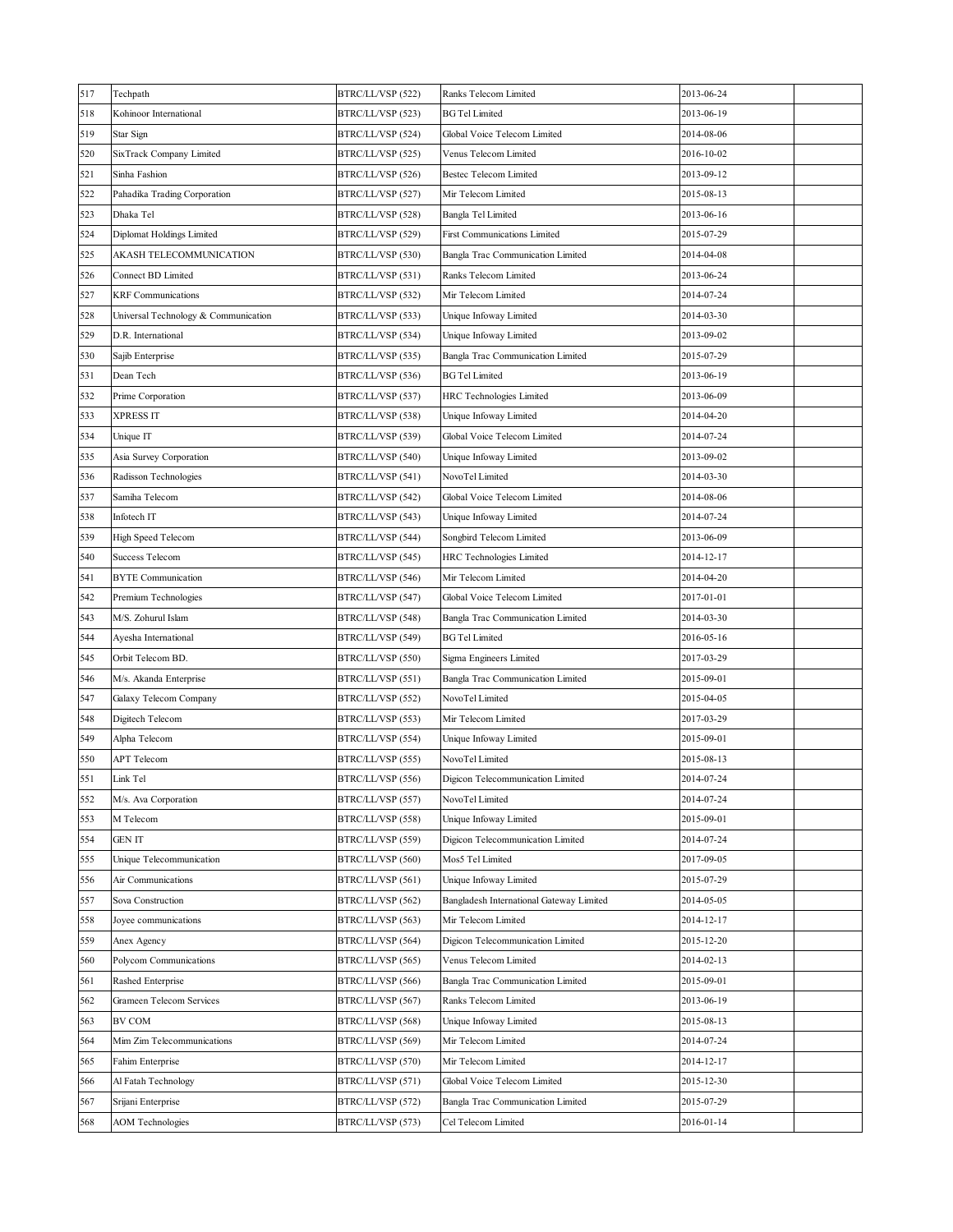| | | | | | |
|---|---|---|---|---|---|
| 517 | Techpath | BTRC/LL/VSP (522) | Ranks Telecom Limited | 2013-06-24 | |
| 518 | Kohinoor International | BTRC/LL/VSP (523) | BG Tel Limited | 2013-06-19 | |
| 519 | Star Sign | BTRC/LL/VSP (524) | Global Voice Telecom Limited | 2014-08-06 | |
| 520 | SixTrack Company Limited | BTRC/LL/VSP (525) | Venus Telecom Limited | 2016-10-02 | |
| 521 | Sinha Fashion | BTRC/LL/VSP (526) | Bestec Telecom Limited | 2013-09-12 | |
| 522 | Pahadika Trading Corporation | BTRC/LL/VSP (527) | Mir Telecom Limited | 2015-08-13 | |
| 523 | Dhaka Tel | BTRC/LL/VSP (528) | Bangla Tel Limited | 2013-06-16 | |
| 524 | Diplomat Holdings Limited | BTRC/LL/VSP (529) | First Communications Limited | 2015-07-29 | |
| 525 | AKASH TELECOMMUNICATION | BTRC/LL/VSP (530) | Bangla Trac Communication Limited | 2014-04-08 | |
| 526 | Connect BD Limited | BTRC/LL/VSP (531) | Ranks Telecom Limited | 2013-06-24 | |
| 527 | KRF Communications | BTRC/LL/VSP (532) | Mir Telecom Limited | 2014-07-24 | |
| 528 | Universal Technology & Communication | BTRC/LL/VSP (533) | Unique Infoway Limited | 2014-03-30 | |
| 529 | D.R. International | BTRC/LL/VSP (534) | Unique Infoway Limited | 2013-09-02 | |
| 530 | Sajib Enterprise | BTRC/LL/VSP (535) | Bangla Trac Communication Limited | 2015-07-29 | |
| 531 | Dean Tech | BTRC/LL/VSP (536) | BG Tel Limited | 2013-06-19 | |
| 532 | Prime Corporation | BTRC/LL/VSP (537) | HRC Technologies Limited | 2013-06-09 | |
| 533 | XPRESS IT | BTRC/LL/VSP (538) | Unique Infoway Limited | 2014-04-20 | |
| 534 | Unique IT | BTRC/LL/VSP (539) | Global Voice Telecom Limited | 2014-07-24 | |
| 535 | Asia Survey Corporation | BTRC/LL/VSP (540) | Unique Infoway Limited | 2013-09-02 | |
| 536 | Radisson Technologies | BTRC/LL/VSP (541) | NovoTel Limited | 2014-03-30 | |
| 537 | Samiha Telecom | BTRC/LL/VSP (542) | Global Voice Telecom Limited | 2014-08-06 | |
| 538 | Infotech IT | BTRC/LL/VSP (543) | Unique Infoway Limited | 2014-07-24 | |
| 539 | High Speed Telecom | BTRC/LL/VSP (544) | Songbird Telecom Limited | 2013-06-09 | |
| 540 | Success Telecom | BTRC/LL/VSP (545) | HRC Technologies Limited | 2014-12-17 | |
| 541 | BYTE Communication | BTRC/LL/VSP (546) | Mir Telecom Limited | 2014-04-20 | |
| 542 | Premium Technologies | BTRC/LL/VSP (547) | Global Voice Telecom Limited | 2017-01-01 | |
| 543 | M/S. Zohurul Islam | BTRC/LL/VSP (548) | Bangla Trac Communication Limited | 2014-03-30 | |
| 544 | Ayesha International | BTRC/LL/VSP (549) | BG Tel Limited | 2016-05-16 | |
| 545 | Orbit Telecom BD. | BTRC/LL/VSP (550) | Sigma Engineers Limited | 2017-03-29 | |
| 546 | M/s. Akanda Enterprise | BTRC/LL/VSP (551) | Bangla Trac Communication Limited | 2015-09-01 | |
| 547 | Galaxy Telecom Company | BTRC/LL/VSP (552) | NovoTel Limited | 2015-04-05 | |
| 548 | Digitech Telecom | BTRC/LL/VSP (553) | Mir Telecom Limited | 2017-03-29 | |
| 549 | Alpha Telecom | BTRC/LL/VSP (554) | Unique Infoway Limited | 2015-09-01 | |
| 550 | APT Telecom | BTRC/LL/VSP (555) | NovoTel Limited | 2015-08-13 | |
| 551 | Link Tel | BTRC/LL/VSP (556) | Digicon Telecommunication Limited | 2014-07-24 | |
| 552 | M/s. Ava Corporation | BTRC/LL/VSP (557) | NovoTel Limited | 2014-07-24 | |
| 553 | M Telecom | BTRC/LL/VSP (558) | Unique Infoway Limited | 2015-09-01 | |
| 554 | GEN IT | BTRC/LL/VSP (559) | Digicon Telecommunication Limited | 2014-07-24 | |
| 555 | Unique Telecommunication | BTRC/LL/VSP (560) | Mos5 Tel Limited | 2017-09-05 | |
| 556 | Air Communications | BTRC/LL/VSP (561) | Unique Infoway Limited | 2015-07-29 | |
| 557 | Sova Construction | BTRC/LL/VSP (562) | Bangladesh International Gateway Limited | 2014-05-05 | |
| 558 | Joyee communications | BTRC/LL/VSP (563) | Mir Telecom Limited | 2014-12-17 | |
| 559 | Anex Agency | BTRC/LL/VSP (564) | Digicon Telecommunication Limited | 2015-12-20 | |
| 560 | Polycom Communications | BTRC/LL/VSP (565) | Venus Telecom Limited | 2014-02-13 | |
| 561 | Rashed Enterprise | BTRC/LL/VSP (566) | Bangla Trac Communication Limited | 2015-09-01 | |
| 562 | Grameen Telecom Services | BTRC/LL/VSP (567) | Ranks Telecom Limited | 2013-06-19 | |
| 563 | BV COM | BTRC/LL/VSP (568) | Unique Infoway Limited | 2015-08-13 | |
| 564 | Mim Zim Telecommunications | BTRC/LL/VSP (569) | Mir Telecom Limited | 2014-07-24 | |
| 565 | Fahim Enterprise | BTRC/LL/VSP (570) | Mir Telecom Limited | 2014-12-17 | |
| 566 | Al Fatah Technology | BTRC/LL/VSP (571) | Global Voice Telecom Limited | 2015-12-30 | |
| 567 | Srijani Enterprise | BTRC/LL/VSP (572) | Bangla Trac Communication Limited | 2015-07-29 | |
| 568 | AOM Technologies | BTRC/LL/VSP (573) | Cel Telecom Limited | 2016-01-14 | |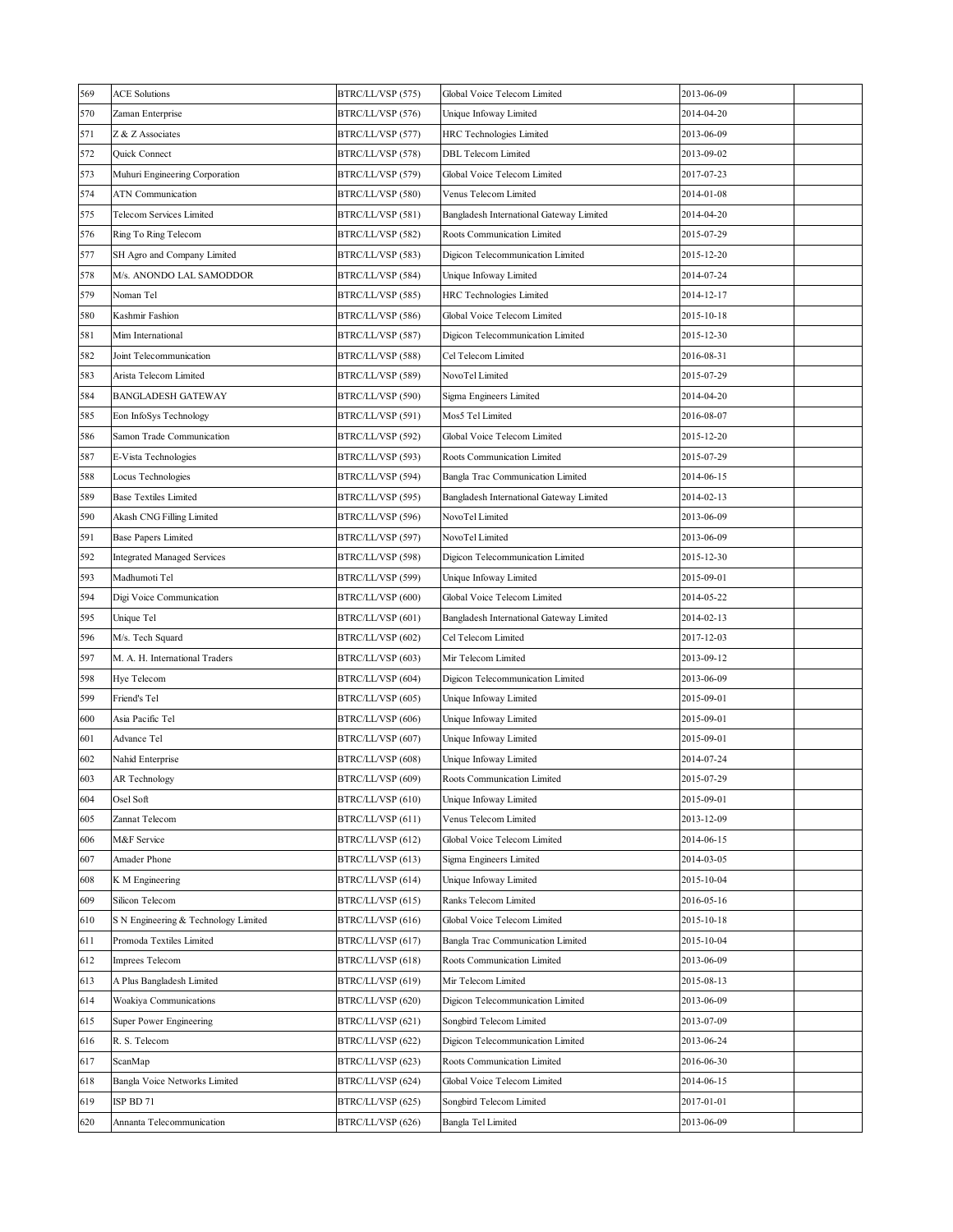| 569 | ACE Solutions | BTRC/LL/VSP (575) | Global Voice Telecom Limited | 2013-06-09 | |
|---|---|---|---|---|---|
| 570 | Zaman Enterprise | BTRC/LL/VSP (576) | Unique Infoway Limited | 2014-04-20 | |
| 571 | Z & Z Associates | BTRC/LL/VSP (577) | HRC Technologies Limited | 2013-06-09 | |
| 572 | Quick Connect | BTRC/LL/VSP (578) | DBL Telecom Limited | 2013-09-02 | |
| 573 | Muhuri Engineering Corporation | BTRC/LL/VSP (579) | Global Voice Telecom Limited | 2017-07-23 | |
| 574 | ATN Communication | BTRC/LL/VSP (580) | Venus Telecom Limited | 2014-01-08 | |
| 575 | Telecom Services Limited | BTRC/LL/VSP (581) | Bangladesh International Gateway Limited | 2014-04-20 | |
| 576 | Ring To Ring Telecom | BTRC/LL/VSP (582) | Roots Communication Limited | 2015-07-29 | |
| 577 | SH Agro and Company Limited | BTRC/LL/VSP (583) | Digicon Telecommunication Limited | 2015-12-20 | |
| 578 | M/s. ANONDO LAL SAMODDOR | BTRC/LL/VSP (584) | Unique Infoway Limited | 2014-07-24 | |
| 579 | Noman Tel | BTRC/LL/VSP (585) | HRC Technologies Limited | 2014-12-17 | |
| 580 | Kashmir Fashion | BTRC/LL/VSP (586) | Global Voice Telecom Limited | 2015-10-18 | |
| 581 | Mim International | BTRC/LL/VSP (587) | Digicon Telecommunication Limited | 2015-12-30 | |
| 582 | Joint Telecommunication | BTRC/LL/VSP (588) | Cel Telecom Limited | 2016-08-31 | |
| 583 | Arista Telecom Limited | BTRC/LL/VSP (589) | NovoTel Limited | 2015-07-29 | |
| 584 | BANGLADESH GATEWAY | BTRC/LL/VSP (590) | Sigma Engineers Limited | 2014-04-20 | |
| 585 | Eon InfoSys Technology | BTRC/LL/VSP (591) | Mos5 Tel Limited | 2016-08-07 | |
| 586 | Samon Trade Communication | BTRC/LL/VSP (592) | Global Voice Telecom Limited | 2015-12-20 | |
| 587 | E-Vista Technologies | BTRC/LL/VSP (593) | Roots Communication Limited | 2015-07-29 | |
| 588 | Locus Technologies | BTRC/LL/VSP (594) | Bangla Trac Communication Limited | 2014-06-15 | |
| 589 | Base Textiles Limited | BTRC/LL/VSP (595) | Bangladesh International Gateway Limited | 2014-02-13 | |
| 590 | Akash CNG Filling Limited | BTRC/LL/VSP (596) | NovoTel Limited | 2013-06-09 | |
| 591 | Base Papers Limited | BTRC/LL/VSP (597) | NovoTel Limited | 2013-06-09 | |
| 592 | Integrated Managed Services | BTRC/LL/VSP (598) | Digicon Telecommunication Limited | 2015-12-30 | |
| 593 | Madhumoti Tel | BTRC/LL/VSP (599) | Unique Infoway Limited | 2015-09-01 | |
| 594 | Digi Voice Communication | BTRC/LL/VSP (600) | Global Voice Telecom Limited | 2014-05-22 | |
| 595 | Unique Tel | BTRC/LL/VSP (601) | Bangladesh International Gateway Limited | 2014-02-13 | |
| 596 | M/s. Tech Squard | BTRC/LL/VSP (602) | Cel Telecom Limited | 2017-12-03 | |
| 597 | M. A. H. International Traders | BTRC/LL/VSP (603) | Mir Telecom Limited | 2013-09-12 | |
| 598 | Hye Telecom | BTRC/LL/VSP (604) | Digicon Telecommunication Limited | 2013-06-09 | |
| 599 | Friend's Tel | BTRC/LL/VSP (605) | Unique Infoway Limited | 2015-09-01 | |
| 600 | Asia Pacific Tel | BTRC/LL/VSP (606) | Unique Infoway Limited | 2015-09-01 | |
| 601 | Advance Tel | BTRC/LL/VSP (607) | Unique Infoway Limited | 2015-09-01 | |
| 602 | Nahid Enterprise | BTRC/LL/VSP (608) | Unique Infoway Limited | 2014-07-24 | |
| 603 | AR Technology | BTRC/LL/VSP (609) | Roots Communication Limited | 2015-07-29 | |
| 604 | Osel Soft | BTRC/LL/VSP (610) | Unique Infoway Limited | 2015-09-01 | |
| 605 | Zannat Telecom | BTRC/LL/VSP (611) | Venus Telecom Limited | 2013-12-09 | |
| 606 | M&F Service | BTRC/LL/VSP (612) | Global Voice Telecom Limited | 2014-06-15 | |
| 607 | Amader Phone | BTRC/LL/VSP (613) | Sigma Engineers Limited | 2014-03-05 | |
| 608 | K M Engineering | BTRC/LL/VSP (614) | Unique Infoway Limited | 2015-10-04 | |
| 609 | Silicon Telecom | BTRC/LL/VSP (615) | Ranks Telecom Limited | 2016-05-16 | |
| 610 | S N Engineering & Technology Limited | BTRC/LL/VSP (616) | Global Voice Telecom Limited | 2015-10-18 | |
| 611 | Promoda Textiles Limited | BTRC/LL/VSP (617) | Bangla Trac Communication Limited | 2015-10-04 | |
| 612 | Imprees Telecom | BTRC/LL/VSP (618) | Roots Communication Limited | 2013-06-09 | |
| 613 | A Plus Bangladesh Limited | BTRC/LL/VSP (619) | Mir Telecom Limited | 2015-08-13 | |
| 614 | Woakiya Communications | BTRC/LL/VSP (620) | Digicon Telecommunication Limited | 2013-06-09 | |
| 615 | Super Power Engineering | BTRC/LL/VSP (621) | Songbird Telecom Limited | 2013-07-09 | |
| 616 | R. S. Telecom | BTRC/LL/VSP (622) | Digicon Telecommunication Limited | 2013-06-24 | |
| 617 | ScanMap | BTRC/LL/VSP (623) | Roots Communication Limited | 2016-06-30 | |
| 618 | Bangla Voice Networks Limited | BTRC/LL/VSP (624) | Global Voice Telecom Limited | 2014-06-15 | |
| 619 | ISP BD 71 | BTRC/LL/VSP (625) | Songbird Telecom Limited | 2017-01-01 | |
| 620 | Annanta Telecommunication | BTRC/LL/VSP (626) | Bangla Tel Limited | 2013-06-09 | |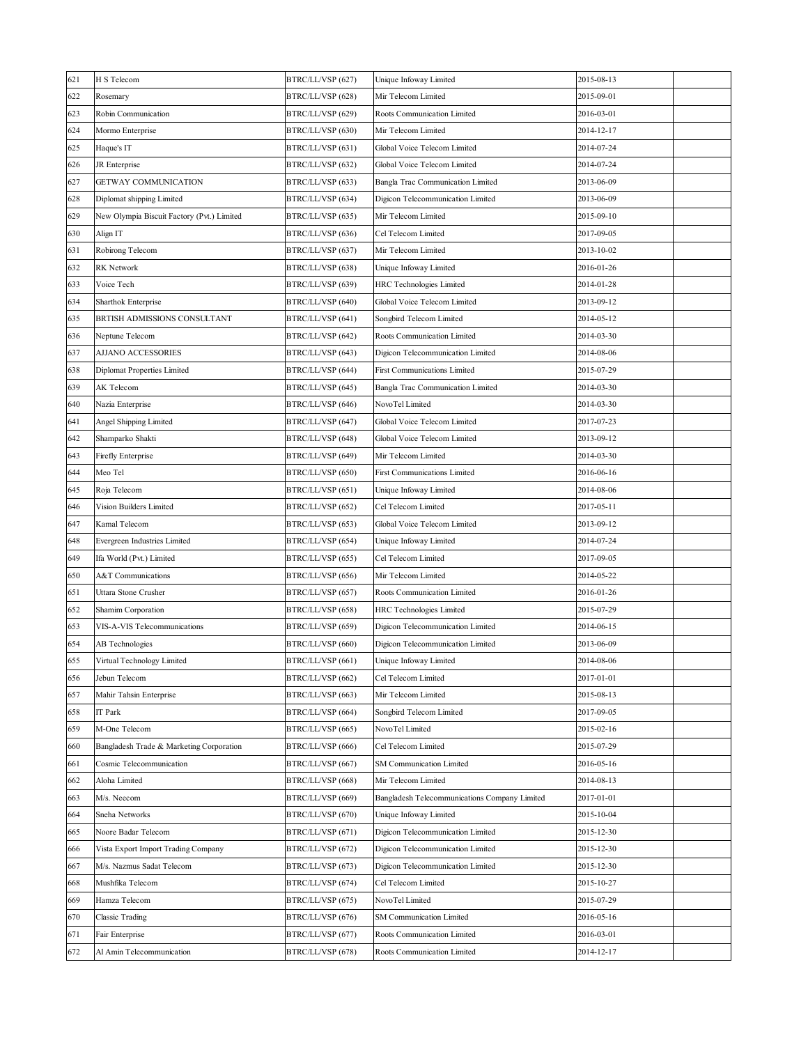| 621 | H S Telecom | BTRC/LL/VSP (627) | Unique Infoway Limited | 2015-08-13 | |
|---|---|---|---|---|---|
| 622 | Rosemary | BTRC/LL/VSP (628) | Mir Telecom Limited | 2015-09-01 | |
| 623 | Robin Communication | BTRC/LL/VSP (629) | Roots Communication Limited | 2016-03-01 | |
| 624 | Mormo Enterprise | BTRC/LL/VSP (630) | Mir Telecom Limited | 2014-12-17 | |
| 625 | Haque's IT | BTRC/LL/VSP (631) | Global Voice Telecom Limited | 2014-07-24 | |
| 626 | JR Enterprise | BTRC/LL/VSP (632) | Global Voice Telecom Limited | 2014-07-24 | |
| 627 | GETWAY COMMUNICATION | BTRC/LL/VSP (633) | Bangla Trac Communication Limited | 2013-06-09 | |
| 628 | Diplomat shipping Limited | BTRC/LL/VSP (634) | Digicon Telecommunication Limited | 2013-06-09 | |
| 629 | New Olympia Biscuit Factory (Pvt.) Limited | BTRC/LL/VSP (635) | Mir Telecom Limited | 2015-09-10 | |
| 630 | Align IT | BTRC/LL/VSP (636) | Cel Telecom Limited | 2017-09-05 | |
| 631 | Robirong Telecom | BTRC/LL/VSP (637) | Mir Telecom Limited | 2013-10-02 | |
| 632 | RK Network | BTRC/LL/VSP (638) | Unique Infoway Limited | 2016-01-26 | |
| 633 | Voice Tech | BTRC/LL/VSP (639) | HRC Technologies Limited | 2014-01-28 | |
| 634 | Sharthok Enterprise | BTRC/LL/VSP (640) | Global Voice Telecom Limited | 2013-09-12 | |
| 635 | BRTISH ADMISSIONS CONSULTANT | BTRC/LL/VSP (641) | Songbird Telecom Limited | 2014-05-12 | |
| 636 | Neptune Telecom | BTRC/LL/VSP (642) | Roots Communication Limited | 2014-03-30 | |
| 637 | AJJANO ACCESSORIES | BTRC/LL/VSP (643) | Digicon Telecommunication Limited | 2014-08-06 | |
| 638 | Diplomat Properties Limited | BTRC/LL/VSP (644) | First Communications Limited | 2015-07-29 | |
| 639 | AK Telecom | BTRC/LL/VSP (645) | Bangla Trac Communication Limited | 2014-03-30 | |
| 640 | Nazia Enterprise | BTRC/LL/VSP (646) | NovoTel Limited | 2014-03-30 | |
| 641 | Angel Shipping Limited | BTRC/LL/VSP (647) | Global Voice Telecom Limited | 2017-07-23 | |
| 642 | Shamparko Shakti | BTRC/LL/VSP (648) | Global Voice Telecom Limited | 2013-09-12 | |
| 643 | Firefly Enterprise | BTRC/LL/VSP (649) | Mir Telecom Limited | 2014-03-30 | |
| 644 | Meo Tel | BTRC/LL/VSP (650) | First Communications Limited | 2016-06-16 | |
| 645 | Roja Telecom | BTRC/LL/VSP (651) | Unique Infoway Limited | 2014-08-06 | |
| 646 | Vision Builders Limited | BTRC/LL/VSP (652) | Cel Telecom Limited | 2017-05-11 | |
| 647 | Kamal Telecom | BTRC/LL/VSP (653) | Global Voice Telecom Limited | 2013-09-12 | |
| 648 | Evergreen Industries Limited | BTRC/LL/VSP (654) | Unique Infoway Limited | 2014-07-24 | |
| 649 | Ifa World (Pvt.) Limited | BTRC/LL/VSP (655) | Cel Telecom Limited | 2017-09-05 | |
| 650 | A&T Communications | BTRC/LL/VSP (656) | Mir Telecom Limited | 2014-05-22 | |
| 651 | Uttara Stone Crusher | BTRC/LL/VSP (657) | Roots Communication Limited | 2016-01-26 | |
| 652 | Shamim Corporation | BTRC/LL/VSP (658) | HRC Technologies Limited | 2015-07-29 | |
| 653 | VIS-A-VIS Telecommunications | BTRC/LL/VSP (659) | Digicon Telecommunication Limited | 2014-06-15 | |
| 654 | AB Technologies | BTRC/LL/VSP (660) | Digicon Telecommunication Limited | 2013-06-09 | |
| 655 | Virtual Technology Limited | BTRC/LL/VSP (661) | Unique Infoway Limited | 2014-08-06 | |
| 656 | Jebun Telecom | BTRC/LL/VSP (662) | Cel Telecom Limited | 2017-01-01 | |
| 657 | Mahir Tahsin Enterprise | BTRC/LL/VSP (663) | Mir Telecom Limited | 2015-08-13 | |
| 658 | IT Park | BTRC/LL/VSP (664) | Songbird Telecom Limited | 2017-09-05 | |
| 659 | M-One Telecom | BTRC/LL/VSP (665) | NovoTel Limited | 2015-02-16 | |
| 660 | Bangladesh Trade & Marketing Corporation | BTRC/LL/VSP (666) | Cel Telecom Limited | 2015-07-29 | |
| 661 | Cosmic Telecommunication | BTRC/LL/VSP (667) | SM Communication Limited | 2016-05-16 | |
| 662 | Aloha Limited | BTRC/LL/VSP (668) | Mir Telecom Limited | 2014-08-13 | |
| 663 | M/s. Neecom | BTRC/LL/VSP (669) | Bangladesh Telecommunications Company Limited | 2017-01-01 | |
| 664 | Sneha Networks | BTRC/LL/VSP (670) | Unique Infoway Limited | 2015-10-04 | |
| 665 | Noore Badar Telecom | BTRC/LL/VSP (671) | Digicon Telecommunication Limited | 2015-12-30 | |
| 666 | Vista Export Import Trading Company | BTRC/LL/VSP (672) | Digicon Telecommunication Limited | 2015-12-30 | |
| 667 | M/s. Nazmus Sadat Telecom | BTRC/LL/VSP (673) | Digicon Telecommunication Limited | 2015-12-30 | |
| 668 | Mushfika Telecom | BTRC/LL/VSP (674) | Cel Telecom Limited | 2015-10-27 | |
| 669 | Hamza Telecom | BTRC/LL/VSP (675) | NovoTel Limited | 2015-07-29 | |
| 670 | Classic Trading | BTRC/LL/VSP (676) | SM Communication Limited | 2016-05-16 | |
| 671 | Fair Enterprise | BTRC/LL/VSP (677) | Roots Communication Limited | 2016-03-01 | |
| 672 | Al Amin Telecommunication | BTRC/LL/VSP (678) | Roots Communication Limited | 2014-12-17 | |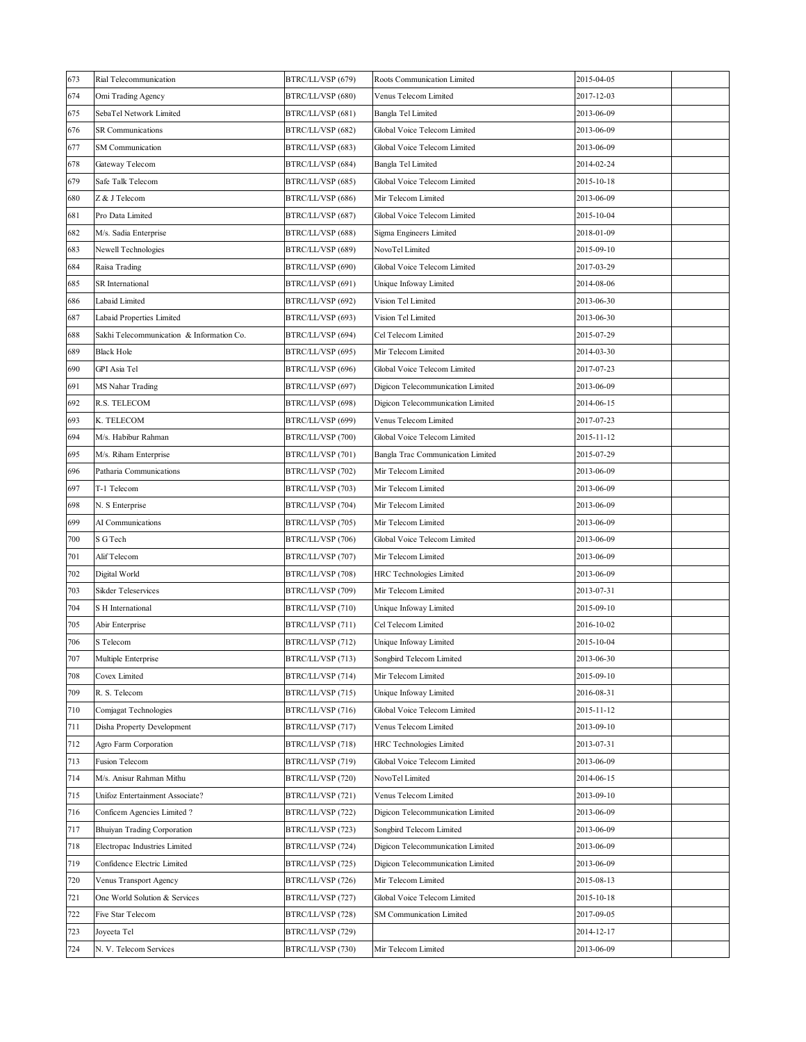| 673 | Rial Telecommunication | BTRC/LL/VSP (679) | Roots Communication Limited | 2015-04-05 | |
|---|---|---|---|---|---|
| 674 | Omi Trading Agency | BTRC/LL/VSP (680) | Venus Telecom Limited | 2017-12-03 | |
| 675 | SebaTel Network Limited | BTRC/LL/VSP (681) | Bangla Tel Limited | 2013-06-09 | |
| 676 | SR Communications | BTRC/LL/VSP (682) | Global Voice Telecom Limited | 2013-06-09 | |
| 677 | SM Communication | BTRC/LL/VSP (683) | Global Voice Telecom Limited | 2013-06-09 | |
| 678 | Gateway Telecom | BTRC/LL/VSP (684) | Bangla Tel Limited | 2014-02-24 | |
| 679 | Safe Talk Telecom | BTRC/LL/VSP (685) | Global Voice Telecom Limited | 2015-10-18 | |
| 680 | Z & J Telecom | BTRC/LL/VSP (686) | Mir Telecom Limited | 2013-06-09 | |
| 681 | Pro Data Limited | BTRC/LL/VSP (687) | Global Voice Telecom Limited | 2015-10-04 | |
| 682 | M/s. Sadia Enterprise | BTRC/LL/VSP (688) | Sigma Engineers Limited | 2018-01-09 | |
| 683 | Newell Technologies | BTRC/LL/VSP (689) | NovoTel Limited | 2015-09-10 | |
| 684 | Raisa Trading | BTRC/LL/VSP (690) | Global Voice Telecom Limited | 2017-03-29 | |
| 685 | SR International | BTRC/LL/VSP (691) | Unique Infoway Limited | 2014-08-06 | |
| 686 | Labaid Limited | BTRC/LL/VSP (692) | Vision Tel Limited | 2013-06-30 | |
| 687 | Labaid Properties Limited | BTRC/LL/VSP (693) | Vision Tel Limited | 2013-06-30 | |
| 688 | Sakhi Telecommunication & Information Co. | BTRC/LL/VSP (694) | Cel Telecom Limited | 2015-07-29 | |
| 689 | Black Hole | BTRC/LL/VSP (695) | Mir Telecom Limited | 2014-03-30 | |
| 690 | GPI Asia Tel | BTRC/LL/VSP (696) | Global Voice Telecom Limited | 2017-07-23 | |
| 691 | MS Nahar Trading | BTRC/LL/VSP (697) | Digicon Telecommunication Limited | 2013-06-09 | |
| 692 | R.S. TELECOM | BTRC/LL/VSP (698) | Digicon Telecommunication Limited | 2014-06-15 | |
| 693 | K. TELECOM | BTRC/LL/VSP (699) | Venus Telecom Limited | 2017-07-23 | |
| 694 | M/s. Habibur Rahman | BTRC/LL/VSP (700) | Global Voice Telecom Limited | 2015-11-12 | |
| 695 | M/s. Riham Enterprise | BTRC/LL/VSP (701) | Bangla Trac Communication Limited | 2015-07-29 | |
| 696 | Patharia Communications | BTRC/LL/VSP (702) | Mir Telecom Limited | 2013-06-09 | |
| 697 | T-1 Telecom | BTRC/LL/VSP (703) | Mir Telecom Limited | 2013-06-09 | |
| 698 | N. S Enterprise | BTRC/LL/VSP (704) | Mir Telecom Limited | 2013-06-09 | |
| 699 | AI Communications | BTRC/LL/VSP (705) | Mir Telecom Limited | 2013-06-09 | |
| 700 | S G Tech | BTRC/LL/VSP (706) | Global Voice Telecom Limited | 2013-06-09 | |
| 701 | Alif Telecom | BTRC/LL/VSP (707) | Mir Telecom Limited | 2013-06-09 | |
| 702 | Digital World | BTRC/LL/VSP (708) | HRC Technologies Limited | 2013-06-09 | |
| 703 | Sikder Teleservices | BTRC/LL/VSP (709) | Mir Telecom Limited | 2013-07-31 | |
| 704 | S H International | BTRC/LL/VSP (710) | Unique Infoway Limited | 2015-09-10 | |
| 705 | Abir Enterprise | BTRC/LL/VSP (711) | Cel Telecom Limited | 2016-10-02 | |
| 706 | S Telecom | BTRC/LL/VSP (712) | Unique Infoway Limited | 2015-10-04 | |
| 707 | Multiple Enterprise | BTRC/LL/VSP (713) | Songbird Telecom Limited | 2013-06-30 | |
| 708 | Covex Limited | BTRC/LL/VSP (714) | Mir Telecom Limited | 2015-09-10 | |
| 709 | R. S. Telecom | BTRC/LL/VSP (715) | Unique Infoway Limited | 2016-08-31 | |
| 710 | Comjagat Technologies | BTRC/LL/VSP (716) | Global Voice Telecom Limited | 2015-11-12 | |
| 711 | Disha Property Development | BTRC/LL/VSP (717) | Venus Telecom Limited | 2013-09-10 | |
| 712 | Agro Farm Corporation | BTRC/LL/VSP (718) | HRC Technologies Limited | 2013-07-31 | |
| 713 | Fusion Telecom | BTRC/LL/VSP (719) | Global Voice Telecom Limited | 2013-06-09 | |
| 714 | M/s. Anisur Rahman Mithu | BTRC/LL/VSP (720) | NovoTel Limited | 2014-06-15 | |
| 715 | Unifoz Entertainment Associate? | BTRC/LL/VSP (721) | Venus Telecom Limited | 2013-09-10 | |
| 716 | Conficem Agencies Limited ? | BTRC/LL/VSP (722) | Digicon Telecommunication Limited | 2013-06-09 | |
| 717 | Bhuiyan Trading Corporation | BTRC/LL/VSP (723) | Songbird Telecom Limited | 2013-06-09 | |
| 718 | Electropac Industries Limited | BTRC/LL/VSP (724) | Digicon Telecommunication Limited | 2013-06-09 | |
| 719 | Confidence Electric Limited | BTRC/LL/VSP (725) | Digicon Telecommunication Limited | 2013-06-09 | |
| 720 | Venus Transport Agency | BTRC/LL/VSP (726) | Mir Telecom Limited | 2015-08-13 | |
| 721 | One World Solution & Services | BTRC/LL/VSP (727) | Global Voice Telecom Limited | 2015-10-18 | |
| 722 | Five Star Telecom | BTRC/LL/VSP (728) | SM Communication Limited | 2017-09-05 | |
| 723 | Joyeeta Tel | BTRC/LL/VSP (729) | | 2014-12-17 | |
| 724 | N. V. Telecom Services | BTRC/LL/VSP (730) | Mir Telecom Limited | 2013-06-09 | |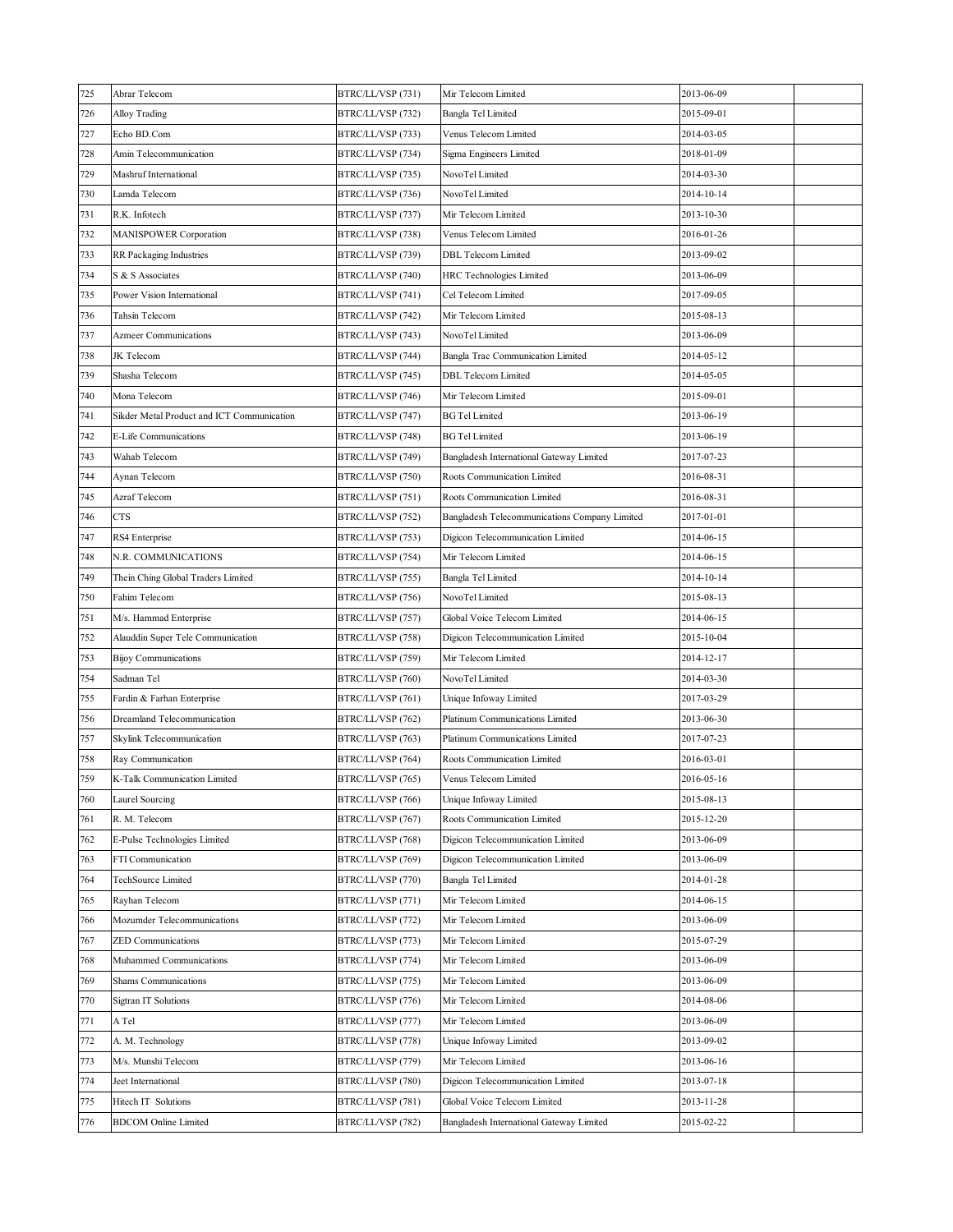| 725 | Abrar Telecom | BTRC/LL/VSP (731) | Mir Telecom Limited | 2013-06-09 | |
|---|---|---|---|---|---|
| 726 | Alloy Trading | BTRC/LL/VSP (732) | Bangla Tel Limited | 2015-09-01 | |
| 727 | Echo BD.Com | BTRC/LL/VSP (733) | Venus Telecom Limited | 2014-03-05 | |
| 728 | Amin Telecommunication | BTRC/LL/VSP (734) | Sigma Engineers Limited | 2018-01-09 | |
| 729 | Mashruf International | BTRC/LL/VSP (735) | NovoTel Limited | 2014-03-30 | |
| 730 | Lamda Telecom | BTRC/LL/VSP (736) | NovoTel Limited | 2014-10-14 | |
| 731 | R.K. Infotech | BTRC/LL/VSP (737) | Mir Telecom Limited | 2013-10-30 | |
| 732 | MANISPOWER Corporation | BTRC/LL/VSP (738) | Venus Telecom Limited | 2016-01-26 | |
| 733 | RR Packaging Industries | BTRC/LL/VSP (739) | DBL Telecom Limited | 2013-09-02 | |
| 734 | S & S Associates | BTRC/LL/VSP (740) | HRC Technologies Limited | 2013-06-09 | |
| 735 | Power Vision International | BTRC/LL/VSP (741) | Cel Telecom Limited | 2017-09-05 | |
| 736 | Tahsin Telecom | BTRC/LL/VSP (742) | Mir Telecom Limited | 2015-08-13 | |
| 737 | Azmeer Communications | BTRC/LL/VSP (743) | NovoTel Limited | 2013-06-09 | |
| 738 | JK Telecom | BTRC/LL/VSP (744) | Bangla Trac Communication Limited | 2014-05-12 | |
| 739 | Shasha Telecom | BTRC/LL/VSP (745) | DBL Telecom Limited | 2014-05-05 | |
| 740 | Mona Telecom | BTRC/LL/VSP (746) | Mir Telecom Limited | 2015-09-01 | |
| 741 | Sikder Metal Product and ICT Communication | BTRC/LL/VSP (747) | BG Tel Limited | 2013-06-19 | |
| 742 | E-Life Communications | BTRC/LL/VSP (748) | BG Tel Limited | 2013-06-19 | |
| 743 | Wahab Telecom | BTRC/LL/VSP (749) | Bangladesh International Gateway Limited | 2017-07-23 | |
| 744 | Aynan Telecom | BTRC/LL/VSP (750) | Roots Communication Limited | 2016-08-31 | |
| 745 | Azraf Telecom | BTRC/LL/VSP (751) | Roots Communication Limited | 2016-08-31 | |
| 746 | CTS | BTRC/LL/VSP (752) | Bangladesh Telecommunications Company Limited | 2017-01-01 | |
| 747 | RS4 Enterprise | BTRC/LL/VSP (753) | Digicon Telecommunication Limited | 2014-06-15 | |
| 748 | N.R. COMMUNICATIONS | BTRC/LL/VSP (754) | Mir Telecom Limited | 2014-06-15 | |
| 749 | Thein Ching Global Traders Limited | BTRC/LL/VSP (755) | Bangla Tel Limited | 2014-10-14 | |
| 750 | Fahim Telecom | BTRC/LL/VSP (756) | NovoTel Limited | 2015-08-13 | |
| 751 | M/s. Hammad Enterprise | BTRC/LL/VSP (757) | Global Voice Telecom Limited | 2014-06-15 | |
| 752 | Alauddin Super Tele Communication | BTRC/LL/VSP (758) | Digicon Telecommunication Limited | 2015-10-04 | |
| 753 | Bijoy Communications | BTRC/LL/VSP (759) | Mir Telecom Limited | 2014-12-17 | |
| 754 | Sadman Tel | BTRC/LL/VSP (760) | NovoTel Limited | 2014-03-30 | |
| 755 | Fardin & Farhan Enterprise | BTRC/LL/VSP (761) | Unique Infoway Limited | 2017-03-29 | |
| 756 | Dreamland Telecommunication | BTRC/LL/VSP (762) | Platinum Communications Limited | 2013-06-30 | |
| 757 | Skylink Telecommunication | BTRC/LL/VSP (763) | Platinum Communications Limited | 2017-07-23 | |
| 758 | Ray Communication | BTRC/LL/VSP (764) | Roots Communication Limited | 2016-03-01 | |
| 759 | K-Talk Communication Limited | BTRC/LL/VSP (765) | Venus Telecom Limited | 2016-05-16 | |
| 760 | Laurel Sourcing | BTRC/LL/VSP (766) | Unique Infoway Limited | 2015-08-13 | |
| 761 | R. M. Telecom | BTRC/LL/VSP (767) | Roots Communication Limited | 2015-12-20 | |
| 762 | E-Pulse Technologies Limited | BTRC/LL/VSP (768) | Digicon Telecommunication Limited | 2013-06-09 | |
| 763 | FTI Communication | BTRC/LL/VSP (769) | Digicon Telecommunication Limited | 2013-06-09 | |
| 764 | TechSource Limited | BTRC/LL/VSP (770) | Bangla Tel Limited | 2014-01-28 | |
| 765 | Rayhan Telecom | BTRC/LL/VSP (771) | Mir Telecom Limited | 2014-06-15 | |
| 766 | Mozumder Telecommunications | BTRC/LL/VSP (772) | Mir Telecom Limited | 2013-06-09 | |
| 767 | ZED Communications | BTRC/LL/VSP (773) | Mir Telecom Limited | 2015-07-29 | |
| 768 | Muhammed Communications | BTRC/LL/VSP (774) | Mir Telecom Limited | 2013-06-09 | |
| 769 | Shams Communications | BTRC/LL/VSP (775) | Mir Telecom Limited | 2013-06-09 | |
| 770 | Sigtran IT Solutions | BTRC/LL/VSP (776) | Mir Telecom Limited | 2014-08-06 | |
| 771 | A Tel | BTRC/LL/VSP (777) | Mir Telecom Limited | 2013-06-09 | |
| 772 | A. M. Technology | BTRC/LL/VSP (778) | Unique Infoway Limited | 2013-09-02 | |
| 773 | M/s. Munshi Telecom | BTRC/LL/VSP (779) | Mir Telecom Limited | 2013-06-16 | |
| 774 | Jeet International | BTRC/LL/VSP (780) | Digicon Telecommunication Limited | 2013-07-18 | |
| 775 | Hitech IT Solutions | BTRC/LL/VSP (781) | Global Voice Telecom Limited | 2013-11-28 | |
| 776 | BDCOM Online Limited | BTRC/LL/VSP (782) | Bangladesh International Gateway Limited | 2015-02-22 | |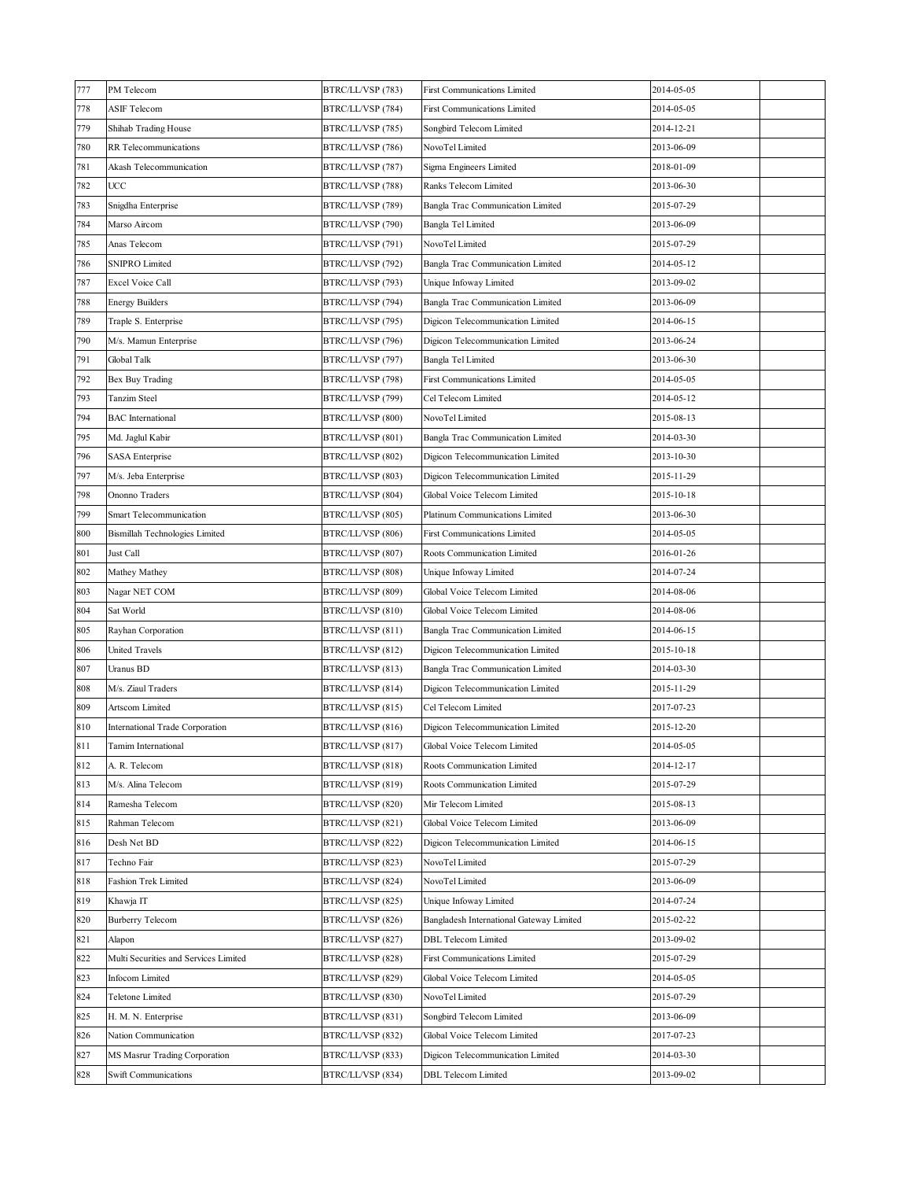| | | | | | |
|---|---|---|---|---|---|
| 777 | PM Telecom | BTRC/LL/VSP (783) | First Communications Limited | 2014-05-05 | |
| 778 | ASIF Telecom | BTRC/LL/VSP (784) | First Communications Limited | 2014-05-05 | |
| 779 | Shihab Trading House | BTRC/LL/VSP (785) | Songbird Telecom Limited | 2014-12-21 | |
| 780 | RR Telecommunications | BTRC/LL/VSP (786) | NovoTel Limited | 2013-06-09 | |
| 781 | Akash Telecommunication | BTRC/LL/VSP (787) | Sigma Engineers Limited | 2018-01-09 | |
| 782 | UCC | BTRC/LL/VSP (788) | Ranks Telecom Limited | 2013-06-30 | |
| 783 | Snigdha Enterprise | BTRC/LL/VSP (789) | Bangla Trac Communication Limited | 2015-07-29 | |
| 784 | Marso Aircom | BTRC/LL/VSP (790) | Bangla Tel Limited | 2013-06-09 | |
| 785 | Anas Telecom | BTRC/LL/VSP (791) | NovoTel Limited | 2015-07-29 | |
| 786 | SNIPRO Limited | BTRC/LL/VSP (792) | Bangla Trac Communication Limited | 2014-05-12 | |
| 787 | Excel Voice Call | BTRC/LL/VSP (793) | Unique Infoway Limited | 2013-09-02 | |
| 788 | Energy Builders | BTRC/LL/VSP (794) | Bangla Trac Communication Limited | 2013-06-09 | |
| 789 | Traple S. Enterprise | BTRC/LL/VSP (795) | Digicon Telecommunication Limited | 2014-06-15 | |
| 790 | M/s. Mamun Enterprise | BTRC/LL/VSP (796) | Digicon Telecommunication Limited | 2013-06-24 | |
| 791 | Global Talk | BTRC/LL/VSP (797) | Bangla Tel Limited | 2013-06-30 | |
| 792 | Bex Buy Trading | BTRC/LL/VSP (798) | First Communications Limited | 2014-05-05 | |
| 793 | Tanzim Steel | BTRC/LL/VSP (799) | Cel Telecom Limited | 2014-05-12 | |
| 794 | BAC International | BTRC/LL/VSP (800) | NovoTel Limited | 2015-08-13 | |
| 795 | Md. Jaglul Kabir | BTRC/LL/VSP (801) | Bangla Trac Communication Limited | 2014-03-30 | |
| 796 | SASA Enterprise | BTRC/LL/VSP (802) | Digicon Telecommunication Limited | 2013-10-30 | |
| 797 | M/s. Jeba Enterprise | BTRC/LL/VSP (803) | Digicon Telecommunication Limited | 2015-11-29 | |
| 798 | Ononno Traders | BTRC/LL/VSP (804) | Global Voice Telecom Limited | 2015-10-18 | |
| 799 | Smart Telecommunication | BTRC/LL/VSP (805) | Platinum Communications Limited | 2013-06-30 | |
| 800 | Bismillah Technologies Limited | BTRC/LL/VSP (806) | First Communications Limited | 2014-05-05 | |
| 801 | Just Call | BTRC/LL/VSP (807) | Roots Communication Limited | 2016-01-26 | |
| 802 | Mathey Mathey | BTRC/LL/VSP (808) | Unique Infoway Limited | 2014-07-24 | |
| 803 | Nagar NET COM | BTRC/LL/VSP (809) | Global Voice Telecom Limited | 2014-08-06 | |
| 804 | Sat World | BTRC/LL/VSP (810) | Global Voice Telecom Limited | 2014-08-06 | |
| 805 | Rayhan Corporation | BTRC/LL/VSP (811) | Bangla Trac Communication Limited | 2014-06-15 | |
| 806 | United Travels | BTRC/LL/VSP (812) | Digicon Telecommunication Limited | 2015-10-18 | |
| 807 | Uranus BD | BTRC/LL/VSP (813) | Bangla Trac Communication Limited | 2014-03-30 | |
| 808 | M/s. Ziaul Traders | BTRC/LL/VSP (814) | Digicon Telecommunication Limited | 2015-11-29 | |
| 809 | Artscom Limited | BTRC/LL/VSP (815) | Cel Telecom Limited | 2017-07-23 | |
| 810 | International Trade Corporation | BTRC/LL/VSP (816) | Digicon Telecommunication Limited | 2015-12-20 | |
| 811 | Tamim International | BTRC/LL/VSP (817) | Global Voice Telecom Limited | 2014-05-05 | |
| 812 | A. R. Telecom | BTRC/LL/VSP (818) | Roots Communication Limited | 2014-12-17 | |
| 813 | M/s. Alina Telecom | BTRC/LL/VSP (819) | Roots Communication Limited | 2015-07-29 | |
| 814 | Ramesha Telecom | BTRC/LL/VSP (820) | Mir Telecom Limited | 2015-08-13 | |
| 815 | Rahman Telecom | BTRC/LL/VSP (821) | Global Voice Telecom Limited | 2013-06-09 | |
| 816 | Desh Net BD | BTRC/LL/VSP (822) | Digicon Telecommunication Limited | 2014-06-15 | |
| 817 | Techno Fair | BTRC/LL/VSP (823) | NovoTel Limited | 2015-07-29 | |
| 818 | Fashion Trek Limited | BTRC/LL/VSP (824) | NovoTel Limited | 2013-06-09 | |
| 819 | Khawja IT | BTRC/LL/VSP (825) | Unique Infoway Limited | 2014-07-24 | |
| 820 | Burberry Telecom | BTRC/LL/VSP (826) | Bangladesh International Gateway Limited | 2015-02-22 | |
| 821 | Alapon | BTRC/LL/VSP (827) | DBL Telecom Limited | 2013-09-02 | |
| 822 | Multi Securities and Services Limited | BTRC/LL/VSP (828) | First Communications Limited | 2015-07-29 | |
| 823 | Infocom Limited | BTRC/LL/VSP (829) | Global Voice Telecom Limited | 2014-05-05 | |
| 824 | Teletone Limited | BTRC/LL/VSP (830) | NovoTel Limited | 2015-07-29 | |
| 825 | H. M. N. Enterprise | BTRC/LL/VSP (831) | Songbird Telecom Limited | 2013-06-09 | |
| 826 | Nation Communication | BTRC/LL/VSP (832) | Global Voice Telecom Limited | 2017-07-23 | |
| 827 | MS Masrur Trading Corporation | BTRC/LL/VSP (833) | Digicon Telecommunication Limited | 2014-03-30 | |
| 828 | Swift Communications | BTRC/LL/VSP (834) | DBL Telecom Limited | 2013-09-02 | |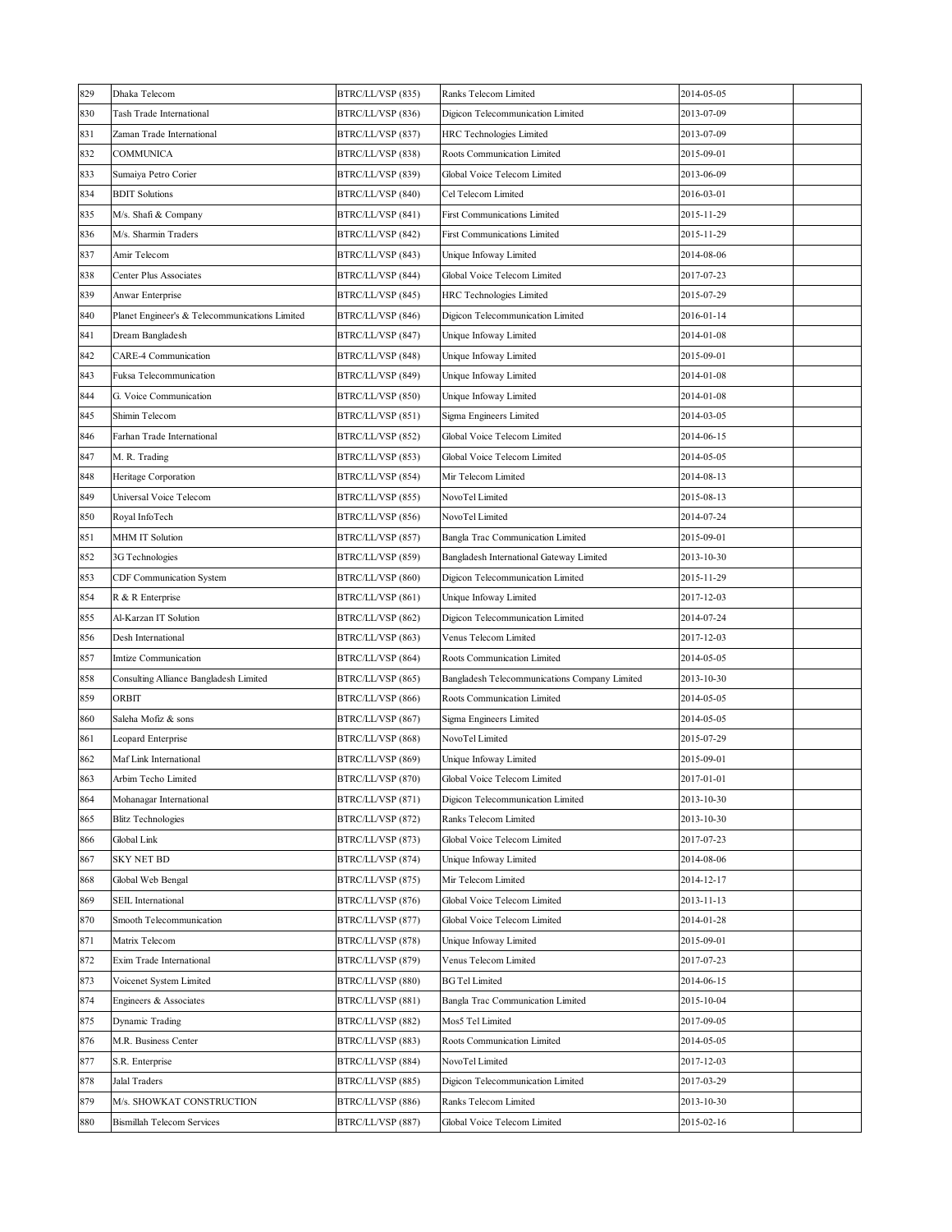| | | | | | |
|---|---|---|---|---|---|
| 829 | Dhaka Telecom | BTRC/LL/VSP (835) | Ranks Telecom Limited | 2014-05-05 | |
| 830 | Tash Trade International | BTRC/LL/VSP (836) | Digicon Telecommunication Limited | 2013-07-09 | |
| 831 | Zaman Trade International | BTRC/LL/VSP (837) | HRC Technologies Limited | 2013-07-09 | |
| 832 | COMMUNICA | BTRC/LL/VSP (838) | Roots Communication Limited | 2015-09-01 | |
| 833 | Sumaiya Petro Corier | BTRC/LL/VSP (839) | Global Voice Telecom Limited | 2013-06-09 | |
| 834 | BDIT Solutions | BTRC/LL/VSP (840) | Cel Telecom Limited | 2016-03-01 | |
| 835 | M/s. Shafi & Company | BTRC/LL/VSP (841) | First Communications Limited | 2015-11-29 | |
| 836 | M/s. Sharmin Traders | BTRC/LL/VSP (842) | First Communications Limited | 2015-11-29 | |
| 837 | Amir Telecom | BTRC/LL/VSP (843) | Unique Infoway Limited | 2014-08-06 | |
| 838 | Center Plus Associates | BTRC/LL/VSP (844) | Global Voice Telecom Limited | 2017-07-23 | |
| 839 | Anwar Enterprise | BTRC/LL/VSP (845) | HRC Technologies Limited | 2015-07-29 | |
| 840 | Planet Engineer's & Telecommunications Limited | BTRC/LL/VSP (846) | Digicon Telecommunication Limited | 2016-01-14 | |
| 841 | Dream Bangladesh | BTRC/LL/VSP (847) | Unique Infoway Limited | 2014-01-08 | |
| 842 | CARE-4 Communication | BTRC/LL/VSP (848) | Unique Infoway Limited | 2015-09-01 | |
| 843 | Fuksa Telecommunication | BTRC/LL/VSP (849) | Unique Infoway Limited | 2014-01-08 | |
| 844 | G. Voice Communication | BTRC/LL/VSP (850) | Unique Infoway Limited | 2014-01-08 | |
| 845 | Shimin Telecom | BTRC/LL/VSP (851) | Sigma Engineers Limited | 2014-03-05 | |
| 846 | Farhan Trade International | BTRC/LL/VSP (852) | Global Voice Telecom Limited | 2014-06-15 | |
| 847 | M. R. Trading | BTRC/LL/VSP (853) | Global Voice Telecom Limited | 2014-05-05 | |
| 848 | Heritage Corporation | BTRC/LL/VSP (854) | Mir Telecom Limited | 2014-08-13 | |
| 849 | Universal Voice Telecom | BTRC/LL/VSP (855) | NovoTel Limited | 2015-08-13 | |
| 850 | Royal InfoTech | BTRC/LL/VSP (856) | NovoTel Limited | 2014-07-24 | |
| 851 | MHM IT Solution | BTRC/LL/VSP (857) | Bangla Trac Communication Limited | 2015-09-01 | |
| 852 | 3G Technologies | BTRC/LL/VSP (859) | Bangladesh International Gateway Limited | 2013-10-30 | |
| 853 | CDF Communication System | BTRC/LL/VSP (860) | Digicon Telecommunication Limited | 2015-11-29 | |
| 854 | R & R Enterprise | BTRC/LL/VSP (861) | Unique Infoway Limited | 2017-12-03 | |
| 855 | Al-Karzan IT Solution | BTRC/LL/VSP (862) | Digicon Telecommunication Limited | 2014-07-24 | |
| 856 | Desh International | BTRC/LL/VSP (863) | Venus Telecom Limited | 2017-12-03 | |
| 857 | Imtize Communication | BTRC/LL/VSP (864) | Roots Communication Limited | 2014-05-05 | |
| 858 | Consulting Alliance Bangladesh Limited | BTRC/LL/VSP (865) | Bangladesh Telecommunications Company Limited | 2013-10-30 | |
| 859 | ORBIT | BTRC/LL/VSP (866) | Roots Communication Limited | 2014-05-05 | |
| 860 | Saleha Mofiz & sons | BTRC/LL/VSP (867) | Sigma Engineers Limited | 2014-05-05 | |
| 861 | Leopard Enterprise | BTRC/LL/VSP (868) | NovoTel Limited | 2015-07-29 | |
| 862 | Maf Link International | BTRC/LL/VSP (869) | Unique Infoway Limited | 2015-09-01 | |
| 863 | Arbim Techo Limited | BTRC/LL/VSP (870) | Global Voice Telecom Limited | 2017-01-01 | |
| 864 | Mohanagar International | BTRC/LL/VSP (871) | Digicon Telecommunication Limited | 2013-10-30 | |
| 865 | Blitz Technologies | BTRC/LL/VSP (872) | Ranks Telecom Limited | 2013-10-30 | |
| 866 | Global Link | BTRC/LL/VSP (873) | Global Voice Telecom Limited | 2017-07-23 | |
| 867 | SKY NET BD | BTRC/LL/VSP (874) | Unique Infoway Limited | 2014-08-06 | |
| 868 | Global Web Bengal | BTRC/LL/VSP (875) | Mir Telecom Limited | 2014-12-17 | |
| 869 | SEIL International | BTRC/LL/VSP (876) | Global Voice Telecom Limited | 2013-11-13 | |
| 870 | Smooth Telecommunication | BTRC/LL/VSP (877) | Global Voice Telecom Limited | 2014-01-28 | |
| 871 | Matrix Telecom | BTRC/LL/VSP (878) | Unique Infoway Limited | 2015-09-01 | |
| 872 | Exim Trade International | BTRC/LL/VSP (879) | Venus Telecom Limited | 2017-07-23 | |
| 873 | Voicenet System Limited | BTRC/LL/VSP (880) | BG Tel Limited | 2014-06-15 | |
| 874 | Engineers & Associates | BTRC/LL/VSP (881) | Bangla Trac Communication Limited | 2015-10-04 | |
| 875 | Dynamic Trading | BTRC/LL/VSP (882) | Mos5 Tel Limited | 2017-09-05 | |
| 876 | M.R. Business Center | BTRC/LL/VSP (883) | Roots Communication Limited | 2014-05-05 | |
| 877 | S.R. Enterprise | BTRC/LL/VSP (884) | NovoTel Limited | 2017-12-03 | |
| 878 | Jalal Traders | BTRC/LL/VSP (885) | Digicon Telecommunication Limited | 2017-03-29 | |
| 879 | M/s. SHOWKAT CONSTRUCTION | BTRC/LL/VSP (886) | Ranks Telecom Limited | 2013-10-30 | |
| 880 | Bismillah Telecom Services | BTRC/LL/VSP (887) | Global Voice Telecom Limited | 2015-02-16 | |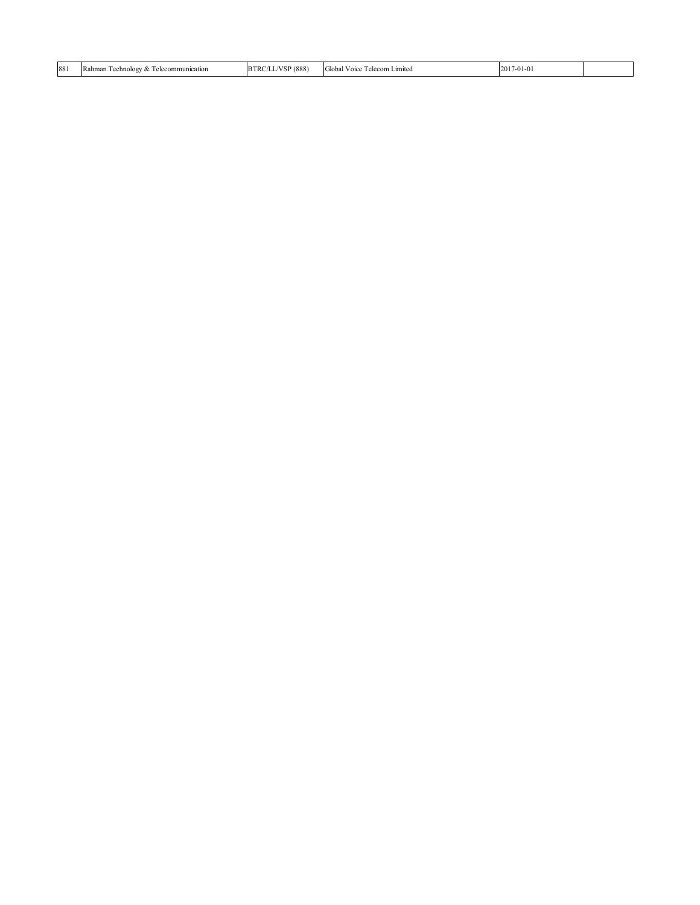| | | | | | |
|---|---|---|---|---|---|
| 881 | Rahman Technology & Telecommunication | BTRC/LL/VSP (888) | Global Voice Telecom Limited | 2017-01-01 | |